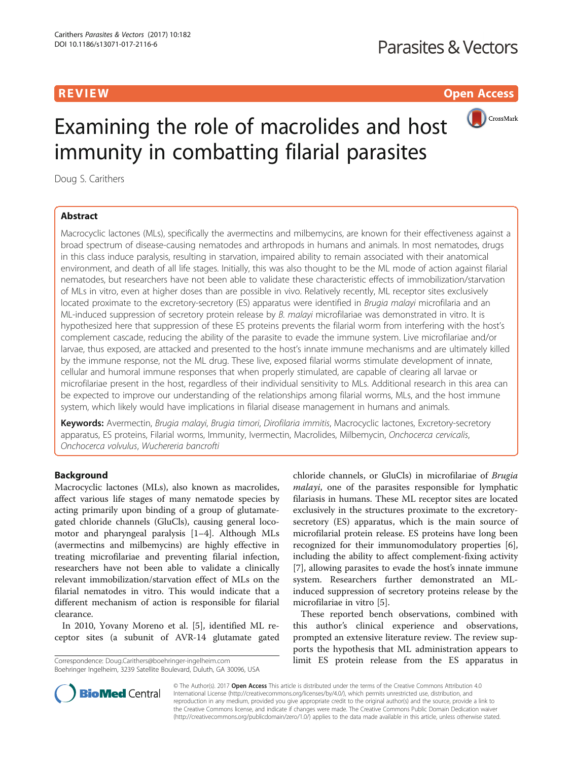REVIEW

Open Access

# Examining the role of macrolides and host immunity in combatting filarial parasites

Doug S. Carithers

## Abstract

Macrocyclic lactones (MLs), specifically the avermectins and milbemycins, are known for their effectiveness against a broad spectrum of disease-causing nematodes and arthropods in humans and animals. In most nematodes, drugs in this class induce paralysis, resulting in starvation, impaired ability to remain associated with their anatomical environment, and death of all life stages. Initially, this was also thought to be the ML mode of action against filarial nematodes, but researchers have not been able to validate these characteristic effects of immobilization/starvation of MLs in vitro, even at higher doses than are possible in vivo. Relatively recently, ML receptor sites exclusively located proximate to the excretory-secretory (ES) apparatus were identified in *Brugia malayi* microfilaria and an ML-induced suppression of secretory protein release by *B. malayi* microfilariae was demonstrated in vitro. It is hypothesized here that suppression of these ES proteins prevents the filarial worm from interfering with the host's complement cascade, reducing the ability of the parasite to evade the immune system. Live microfilariae and/or larvae, thus exposed, are attacked and presented to the host's innate immune mechanisms and are ultimately killed by the immune response, not the ML drug. These live, exposed filarial worms stimulate development of innate, cellular and humoral immune responses that when properly stimulated, are capable of clearing all larvae or microfilariae present in the host, regardless of their individual sensitivity to MLs. Additional research in this area can be expected to improve our understanding of the relationships among filarial worms, MLs, and the host immune system, which likely would have implications in filarial disease management in humans and animals.

**Keywords:** Avermectin, *Brugia malayi*, *Brugia timori*, *Dirofilaria immitis*, Macrocyclic lactones, Excretory-secretory apparatus, ES proteins, Filarial worms, Immunity, Ivermectin, Macrolides, Milbemycin, *Onchocerca cervicalis*, *Onchocerca volvulus*, *Wuchereria bancrofti*

## Background

Macrocyclic lactones (MLs), also known as macrolides, affect various life stages of many nematode species by acting primarily upon binding of a group of glutamate-gated chloride channels (GluCls), causing general locomotor and pharyngeal paralysis [1–4]. Although MLs (avermectins and milbemycins) are highly effective in treating microfilariae and preventing filarial infection, researchers have not been able to validate a clinically relevant immobilization/starvation effect of MLs on the filarial nematodes in vitro. This would indicate that a different mechanism of action is responsible for filarial clearance.

In 2010, Yovany Moreno et al. [5], identified ML receptor sites (a subunit of AVR-14 glutamate gated chloride channels, or GluCls) in microfilariae of *Brugia malayi*, one of the parasites responsible for lymphatic filariasis in humans. These ML receptor sites are located exclusively in the structures proximate to the excretory-secretory (ES) apparatus, which is the main source of microfilarial protein release. ES proteins have long been recognized for their immunomodulatory properties [6], including the ability to affect complement-fixing activity [7], allowing parasites to evade the host's innate immune system. Researchers further demonstrated an ML-induced suppression of secretory proteins release by the microfilariae in vitro [5].

These reported bench observations, combined with this author's clinical experience and observations, prompted an extensive literature review. The review supports the hypothesis that ML administration appears to limit ES protein release from the ES apparatus in

Correspondence: Doug.Carithers@boehringer-ingelheim.com
Boehringer Ingelheim, 3239 Satellite Boulevard, Duluth, GA 30096, USA

© The Author(s). 2017 **Open Access** This article is distributed under the terms of the Creative Commons Attribution 4.0 International License (http://creativecommons.org/licenses/by/4.0/), which permits unrestricted use, distribution, and reproduction in any medium, provided you give appropriate credit to the original author(s) and the source, provide a link to the Creative Commons license, and indicate if changes were made. The Creative Commons Public Domain Dedication waiver (http://creativecommons.org/publicdomain/zero/1.0/) applies to the data made available in this article, unless otherwise stated.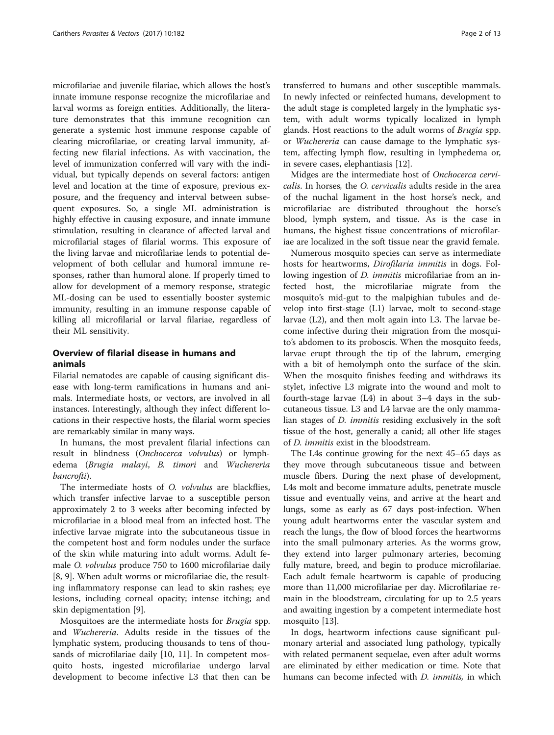microfilariae and juvenile filariae, which allows the host's innate immune response recognize the microfilariae and larval worms as foreign entities. Additionally, the literature demonstrates that this immune recognition can generate a systemic host immune response capable of clearing microfilariae, or creating larval immunity, affecting new filarial infections. As with vaccination, the level of immunization conferred will vary with the individual, but typically depends on several factors: antigen level and location at the time of exposure, previous exposure, and the frequency and interval between subsequent exposures. So, a single ML administration is highly effective in causing exposure, and innate immune stimulation, resulting in clearance of affected larval and microfilarial stages of filarial worms. This exposure of the living larvae and microfilariae lends to potential development of both cellular and humoral immune responses, rather than humoral alone. If properly timed to allow for development of a memory response, strategic ML-dosing can be used to essentially booster systemic immunity, resulting in an immune response capable of killing all microfilarial or larval filariae, regardless of their ML sensitivity.

## Overview of filarial disease in humans and animals

Filarial nematodes are capable of causing significant disease with long-term ramifications in humans and animals. Intermediate hosts, or vectors, are involved in all instances. Interestingly, although they infect different locations in their respective hosts, the filarial worm species are remarkably similar in many ways.

In humans, the most prevalent filarial infections can result in blindness (*Onchocerca volvulus*) or lymphedema (*Brugia malayi*, *B. timori* and *Wuchereria bancrofti*).

The intermediate hosts of *O. volvulus* are blackflies, which transfer infective larvae to a susceptible person approximately 2 to 3 weeks after becoming infected by microfilariae in a blood meal from an infected host. The infective larvae migrate into the subcutaneous tissue in the competent host and form nodules under the surface of the skin while maturing into adult worms. Adult female *O. volvulus* produce 750 to 1600 microfilariae daily [8, 9]. When adult worms or microfilariae die, the resulting inflammatory response can lead to skin rashes; eye lesions, including corneal opacity; intense itching; and skin depigmentation [9].

Mosquitoes are the intermediate hosts for *Brugia* spp. and *Wuchereria*. Adults reside in the tissues of the lymphatic system, producing thousands to tens of thousands of microfilariae daily [10, 11]. In competent mosquito hosts, ingested microfilariae undergo larval development to become infective L3 that then can be transferred to humans and other susceptible mammals. In newly infected or reinfected humans, development to the adult stage is completed largely in the lymphatic system, with adult worms typically localized in lymph glands. Host reactions to the adult worms of *Brugia* spp. or *Wuchereria* can cause damage to the lymphatic system, affecting lymph flow, resulting in lymphedema or, in severe cases, elephantiasis [12].

Midges are the intermediate host of *Onchocerca cervicalis*. In horses, the *O. cervicalis* adults reside in the area of the nuchal ligament in the host horse's neck, and microfilariae are distributed throughout the horse's blood, lymph system, and tissue. As is the case in humans, the highest tissue concentrations of microfilariae are localized in the soft tissue near the gravid female.

Numerous mosquito species can serve as intermediate hosts for heartworms, *Dirofilaria immitis* in dogs. Following ingestion of *D. immitis* microfilariae from an infected host, the microfilariae migrate from the mosquito's mid-gut to the malpighian tubules and develop into first-stage (L1) larvae, molt to second-stage larvae (L2), and then molt again into L3. The larvae become infective during their migration from the mosquito's abdomen to its proboscis. When the mosquito feeds, larvae erupt through the tip of the labrum, emerging with a bit of hemolymph onto the surface of the skin. When the mosquito finishes feeding and withdraws its stylet, infective L3 migrate into the wound and molt to fourth-stage larvae (L4) in about 3–4 days in the subcutaneous tissue. L3 and L4 larvae are the only mammalian stages of *D. immitis* residing exclusively in the soft tissue of the host, generally a canid; all other life stages of *D. immitis* exist in the bloodstream.

The L4s continue growing for the next 45–65 days as they move through subcutaneous tissue and between muscle fibers. During the next phase of development, L4s molt and become immature adults, penetrate muscle tissue and eventually veins, and arrive at the heart and lungs, some as early as 67 days post-infection. When young adult heartworms enter the vascular system and reach the lungs, the flow of blood forces the heartworms into the small pulmonary arteries. As the worms grow, they extend into larger pulmonary arteries, becoming fully mature, breed, and begin to produce microfilariae. Each adult female heartworm is capable of producing more than 11,000 microfilariae per day. Microfilariae remain in the bloodstream, circulating for up to 2.5 years and awaiting ingestion by a competent intermediate host mosquito [13].

In dogs, heartworm infections cause significant pulmonary arterial and associated lung pathology, typically with related permanent sequelae, even after adult worms are eliminated by either medication or time. Note that humans can become infected with *D. immitis*, in which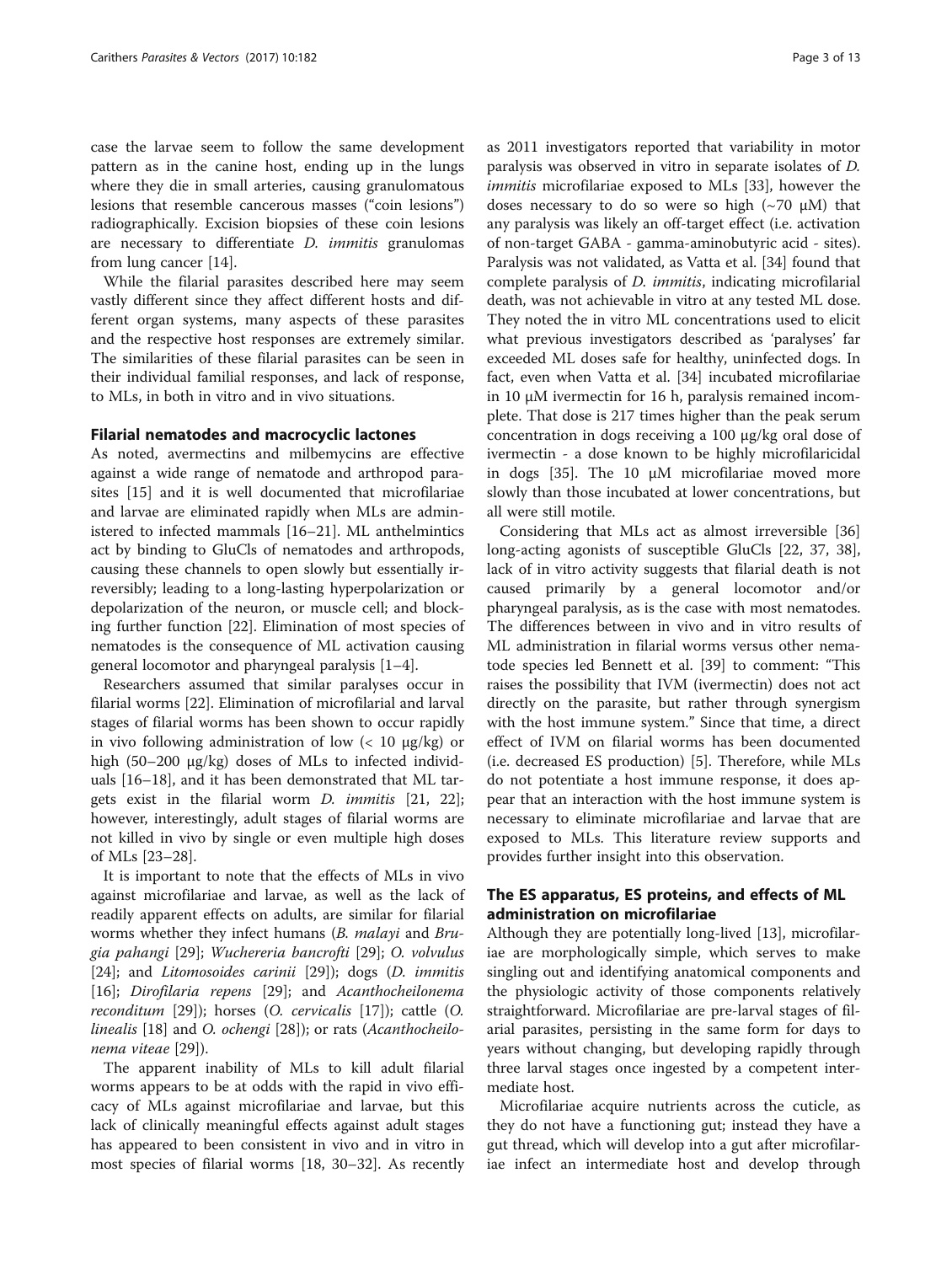case the larvae seem to follow the same development pattern as in the canine host, ending up in the lungs where they die in small arteries, causing granulomatous lesions that resemble cancerous masses ("coin lesions") radiographically. Excision biopsies of these coin lesions are necessary to differentiate *D. immitis* granulomas from lung cancer [14].

While the filarial parasites described here may seem vastly different since they affect different hosts and different organ systems, many aspects of these parasites and the respective host responses are extremely similar. The similarities of these filarial parasites can be seen in their individual familial responses, and lack of response, to MLs, in both in vitro and in vivo situations.

## Filarial nematodes and macrocyclic lactones

As noted, avermectins and milbemycins are effective against a wide range of nematode and arthropod parasites [15] and it is well documented that microfilariae and larvae are eliminated rapidly when MLs are administered to infected mammals [16–21]. ML anthelmintics act by binding to GluCls of nematodes and arthropods, causing these channels to open slowly but essentially irreversibly; leading to a long-lasting hyperpolarization or depolarization of the neuron, or muscle cell; and blocking further function [22]. Elimination of most species of nematodes is the consequence of ML activation causing general locomotor and pharyngeal paralysis [1–4].

Researchers assumed that similar paralyses occur in filarial worms [22]. Elimination of microfilarial and larval stages of filarial worms has been shown to occur rapidly in vivo following administration of low (< 10 μg/kg) or high (50–200 μg/kg) doses of MLs to infected individuals [16–18], and it has been demonstrated that ML targets exist in the filarial worm *D. immitis* [21, 22]; however, interestingly, adult stages of filarial worms are not killed in vivo by single or even multiple high doses of MLs [23–28].

It is important to note that the effects of MLs in vivo against microfilariae and larvae, as well as the lack of readily apparent effects on adults, are similar for filarial worms whether they infect humans (*B. malayi* and *Brugia pahangi* [29]; *Wuchereria bancrofti* [29]; *O. volvulus* [24]; and *Litomosoides carinii* [29]); dogs (*D. immitis* [16]; *Dirofilaria repens* [29]; and *Acanthocheilonema reconditum* [29]); horses (*O. cervicalis* [17]); cattle (*O. linealis* [18] and *O. ochengi* [28]); or rats (*Acanthocheilonema viteae* [29]).

The apparent inability of MLs to kill adult filarial worms appears to be at odds with the rapid in vivo efficacy of MLs against microfilariae and larvae, but this lack of clinically meaningful effects against adult stages has appeared to been consistent in vivo and in vitro in most species of filarial worms [18, 30–32]. As recently as 2011 investigators reported that variability in motor paralysis was observed in vitro in separate isolates of *D. immitis* microfilariae exposed to MLs [33], however the doses necessary to do so were so high (~70 μM) that any paralysis was likely an off-target effect (i.e. activation of non-target GABA - gamma-aminobutyric acid - sites). Paralysis was not validated, as Vatta et al. [34] found that complete paralysis of *D. immitis*, indicating microfilarial death, was not achievable in vitro at any tested ML dose. They noted the in vitro ML concentrations used to elicit what previous investigators described as 'paralyses' far exceeded ML doses safe for healthy, uninfected dogs. In fact, even when Vatta et al. [34] incubated microfilariae in 10 μM ivermectin for 16 h, paralysis remained incomplete. That dose is 217 times higher than the peak serum concentration in dogs receiving a 100 μg/kg oral dose of ivermectin - a dose known to be highly microfilaricidal in dogs [35]. The 10 μM microfilariae moved more slowly than those incubated at lower concentrations, but all were still motile.

Considering that MLs act as almost irreversible [36] long-acting agonists of susceptible GluCls [22, 37, 38], lack of in vitro activity suggests that filarial death is not caused primarily by a general locomotor and/or pharyngeal paralysis, as is the case with most nematodes. The differences between in vivo and in vitro results of ML administration in filarial worms versus other nematode species led Bennett et al. [39] to comment: "This raises the possibility that IVM (ivermectin) does not act directly on the parasite, but rather through synergism with the host immune system." Since that time, a direct effect of IVM on filarial worms has been documented (i.e. decreased ES production) [5]. Therefore, while MLs do not potentiate a host immune response, it does appear that an interaction with the host immune system is necessary to eliminate microfilariae and larvae that are exposed to MLs. This literature review supports and provides further insight into this observation.

## The ES apparatus, ES proteins, and effects of ML administration on microfilariae

Although they are potentially long-lived [13], microfilariae are morphologically simple, which serves to make singling out and identifying anatomical components and the physiologic activity of those components relatively straightforward. Microfilariae are pre-larval stages of filarial parasites, persisting in the same form for days to years without changing, but developing rapidly through three larval stages once ingested by a competent intermediate host.

Microfilariae acquire nutrients across the cuticle, as they do not have a functioning gut; instead they have a gut thread, which will develop into a gut after microfilariae infect an intermediate host and develop through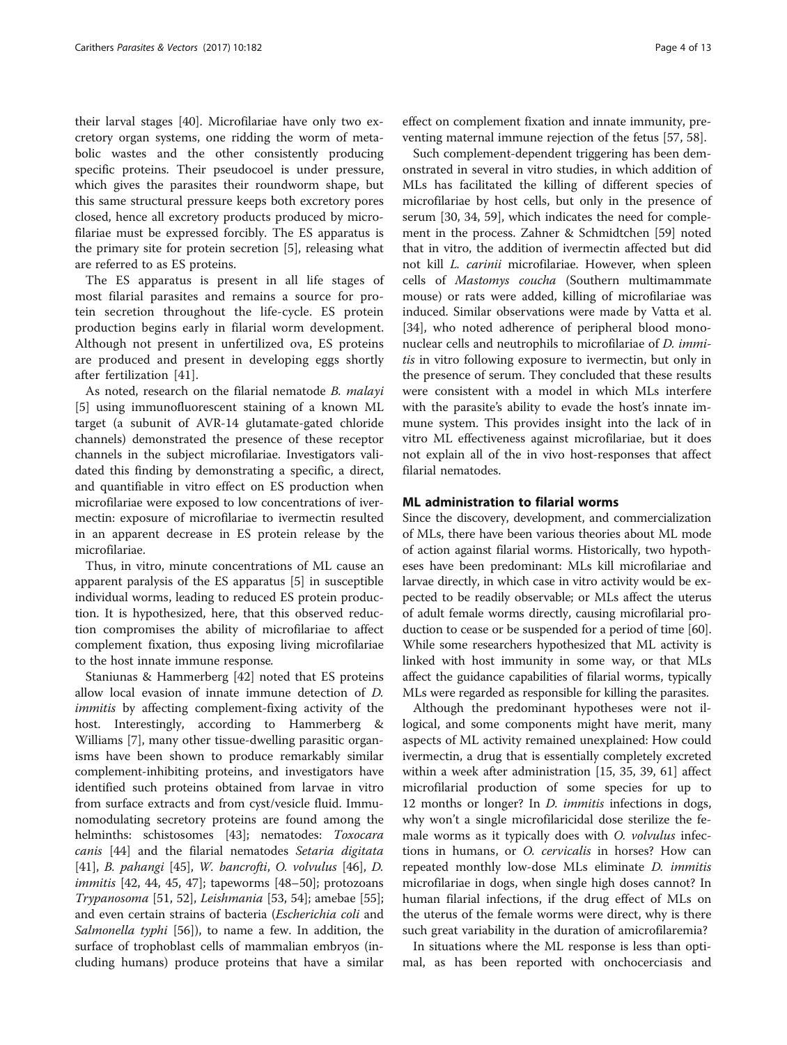their larval stages [40]. Microfilariae have only two excretory organ systems, one ridding the worm of metabolic wastes and the other consistently producing specific proteins. Their pseudocoel is under pressure, which gives the parasites their roundworm shape, but this same structural pressure keeps both excretory pores closed, hence all excretory products produced by microfilariae must be expressed forcibly. The ES apparatus is the primary site for protein secretion [5], releasing what are referred to as ES proteins.

The ES apparatus is present in all life stages of most filarial parasites and remains a source for protein secretion throughout the life-cycle. ES protein production begins early in filarial worm development. Although not present in unfertilized ova, ES proteins are produced and present in developing eggs shortly after fertilization [41].

As noted, research on the filarial nematode *B. malayi* [5] using immunofluorescent staining of a known ML target (a subunit of AVR-14 glutamate-gated chloride channels) demonstrated the presence of these receptor channels in the subject microfilariae. Investigators validated this finding by demonstrating a specific, a direct, and quantifiable in vitro effect on ES production when microfilariae were exposed to low concentrations of ivermectin: exposure of microfilariae to ivermectin resulted in an apparent decrease in ES protein release by the microfilariae.

Thus, in vitro, minute concentrations of ML cause an apparent paralysis of the ES apparatus [5] in susceptible individual worms, leading to reduced ES protein production. It is hypothesized, here, that this observed reduction compromises the ability of microfilariae to affect complement fixation, thus exposing living microfilariae to the host innate immune response.

Staniunas & Hammerberg [42] noted that ES proteins allow local evasion of innate immune detection of *D. immitis* by affecting complement-fixing activity of the host. Interestingly, according to Hammerberg & Williams [7], many other tissue-dwelling parasitic organisms have been shown to produce remarkably similar complement-inhibiting proteins, and investigators have identified such proteins obtained from larvae in vitro from surface extracts and from cyst/vesicle fluid. Immunomodulating secretory proteins are found among the helminths: schistosomes [43]; nematodes: *Toxocara canis* [44] and the filarial nematodes *Setaria digitata* [41], *B. pahangi* [45], *W. bancrofti*, *O. volvulus* [46], *D. immitis* [42, 44, 45, 47]; tapeworms [48–50]; protozoans *Trypanosoma* [51, 52], *Leishmania* [53, 54]; amebae [55]; and even certain strains of bacteria (*Escherichia coli* and *Salmonella typhi* [56]), to name a few. In addition, the surface of trophoblast cells of mammalian embryos (including humans) produce proteins that have a similar effect on complement fixation and innate immunity, preventing maternal immune rejection of the fetus [57, 58].

Such complement-dependent triggering has been demonstrated in several in vitro studies, in which addition of MLs has facilitated the killing of different species of microfilariae by host cells, but only in the presence of serum [30, 34, 59], which indicates the need for complement in the process. Zahner & Schmidtchen [59] noted that in vitro, the addition of ivermectin affected but did not kill *L. carinii* microfilariae. However, when spleen cells of *Mastomys coucha* (Southern multimammate mouse) or rats were added, killing of microfilariae was induced. Similar observations were made by Vatta et al. [34], who noted adherence of peripheral blood mononuclear cells and neutrophils to microfilariae of *D. immitis* in vitro following exposure to ivermectin, but only in the presence of serum. They concluded that these results were consistent with a model in which MLs interfere with the parasite's ability to evade the host's innate immune system. This provides insight into the lack of in vitro ML effectiveness against microfilariae, but it does not explain all of the in vivo host-responses that affect filarial nematodes.

## ML administration to filarial worms

Since the discovery, development, and commercialization of MLs, there have been various theories about ML mode of action against filarial worms. Historically, two hypotheses have been predominant: MLs kill microfilariae and larvae directly, in which case in vitro activity would be expected to be readily observable; or MLs affect the uterus of adult female worms directly, causing microfilarial production to cease or be suspended for a period of time [60]. While some researchers hypothesized that ML activity is linked with host immunity in some way, or that MLs affect the guidance capabilities of filarial worms, typically MLs were regarded as responsible for killing the parasites.

Although the predominant hypotheses were not illogical, and some components might have merit, many aspects of ML activity remained unexplained: How could ivermectin, a drug that is essentially completely excreted within a week after administration [15, 35, 39, 61] affect microfilarial production of some species for up to 12 months or longer? In *D. immitis* infections in dogs, why won't a single microfilaricidal dose sterilize the female worms as it typically does with *O. volvulus* infections in humans, or *O. cervicalis* in horses? How can repeated monthly low-dose MLs eliminate *D. immitis* microfilariae in dogs, when single high doses cannot? In human filarial infections, if the drug effect of MLs on the uterus of the female worms were direct, why is there such great variability in the duration of amicrofilaremia?

In situations where the ML response is less than optimal, as has been reported with onchocerciasis and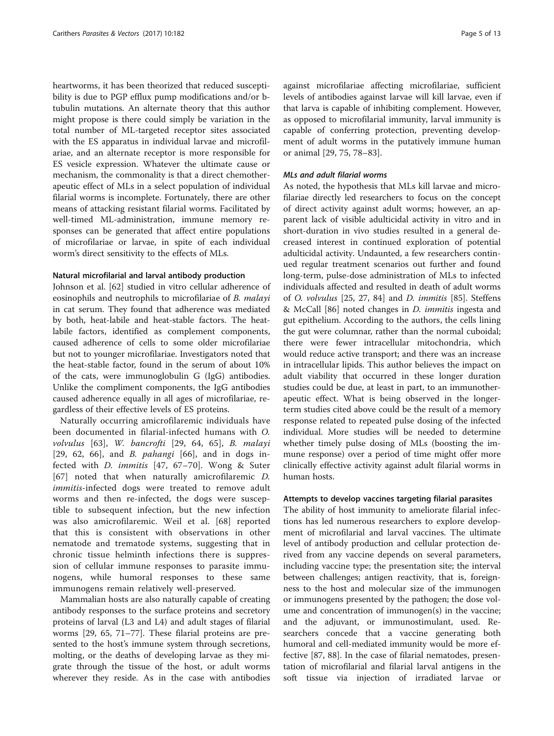heartworms, it has been theorized that reduced susceptibility is due to PGP efflux pump modifications and/or b-tubulin mutations. An alternate theory that this author might propose is there could simply be variation in the total number of ML-targeted receptor sites associated with the ES apparatus in individual larvae and microfilariae, and an alternate receptor is more responsible for ES vesicle expression. Whatever the ultimate cause or mechanism, the commonality is that a direct chemotherapeutic effect of MLs in a select population of individual filarial worms is incomplete. Fortunately, there are other means of attacking resistant filarial worms. Facilitated by well-timed ML-administration, immune memory responses can be generated that affect entire populations of microfilariae or larvae, in spite of each individual worm's direct sensitivity to the effects of MLs.

### Natural microfilarial and larval antibody production

Johnson et al. [62] studied in vitro cellular adherence of eosinophils and neutrophils to microfilariae of *B. malayi* in cat serum. They found that adherence was mediated by both, heat-labile and heat-stable factors. The heat-labile factors, identified as complement components, caused adherence of cells to some older microfilariae but not to younger microfilariae. Investigators noted that the heat-stable factor, found in the serum of about 10% of the cats, were immunoglobulin G (IgG) antibodies. Unlike the compliment components, the IgG antibodies caused adherence equally in all ages of microfilariae, regardless of their effective levels of ES proteins.

Naturally occurring amicrofilaremic individuals have been documented in filarial-infected humans with *O. volvulus* [63], *W. bancrofti* [29, 64, 65], *B. malayi* [29, 62, 66], and *B. pahangi* [66], and in dogs infected with *D. immitis* [47, 67–70]. Wong & Suter [67] noted that when naturally amicrofilaremic *D. immitis*-infected dogs were treated to remove adult worms and then re-infected, the dogs were susceptible to subsequent infection, but the new infection was also amicrofilaremic. Weil et al. [68] reported that this is consistent with observations in other nematode and trematode systems, suggesting that in chronic tissue helminth infections there is suppression of cellular immune responses to parasite immunogens, while humoral responses to these same immunogens remain relatively well-preserved.

Mammalian hosts are also naturally capable of creating antibody responses to the surface proteins and secretory proteins of larval (L3 and L4) and adult stages of filarial worms [29, 65, 71–77]. These filarial proteins are presented to the host's immune system through secretions, molting, or the deaths of developing larvae as they migrate through the tissue of the host, or adult worms wherever they reside. As in the case with antibodies against microfilariae affecting microfilariae, sufficient levels of antibodies against larvae will kill larvae, even if that larva is capable of inhibiting complement. However, as opposed to microfilarial immunity, larval immunity is capable of conferring protection, preventing development of adult worms in the putatively immune human or animal [29, 75, 78–83].

### MLs and adult filarial worms

As noted, the hypothesis that MLs kill larvae and microfilariae directly led researchers to focus on the concept of direct activity against adult worms; however, an apparent lack of visible adulticidal activity in vitro and in short-duration in vivo studies resulted in a general decreased interest in continued exploration of potential adulticidal activity. Undaunted, a few researchers continued regular treatment scenarios out further and found long-term, pulse-dose administration of MLs to infected individuals affected and resulted in death of adult worms of *O. volvulus* [25, 27, 84] and *D. immitis* [85]. Steffens & McCall [86] noted changes in *D. immitis* ingesta and gut epithelium. According to the authors, the cells lining the gut were columnar, rather than the normal cuboidal; there were fewer intracellular mitochondria, which would reduce active transport; and there was an increase in intracellular lipids. This author believes the impact on adult viability that occurred in these longer duration studies could be due, at least in part, to an immunotherapeutic effect. What is being observed in the longer-term studies cited above could be the result of a memory response related to repeated pulse dosing of the infected individual. More studies will be needed to determine whether timely pulse dosing of MLs (boosting the immune response) over a period of time might offer more clinically effective activity against adult filarial worms in human hosts.

### Attempts to develop vaccines targeting filarial parasites

The ability of host immunity to ameliorate filarial infections has led numerous researchers to explore development of microfilarial and larval vaccines. The ultimate level of antibody production and cellular protection derived from any vaccine depends on several parameters, including vaccine type; the presentation site; the interval between challenges; antigen reactivity, that is, foreignness to the host and molecular size of the immunogen or immunogens presented by the pathogen; the dose volume and concentration of immunogen(s) in the vaccine; and the adjuvant, or immunostimulant, used. Researchers concede that a vaccine generating both humoral and cell-mediated immunity would be more effective [87, 88]. In the case of filarial nematodes, presentation of microfilarial and filarial larval antigens in the soft tissue via injection of irradiated larvae or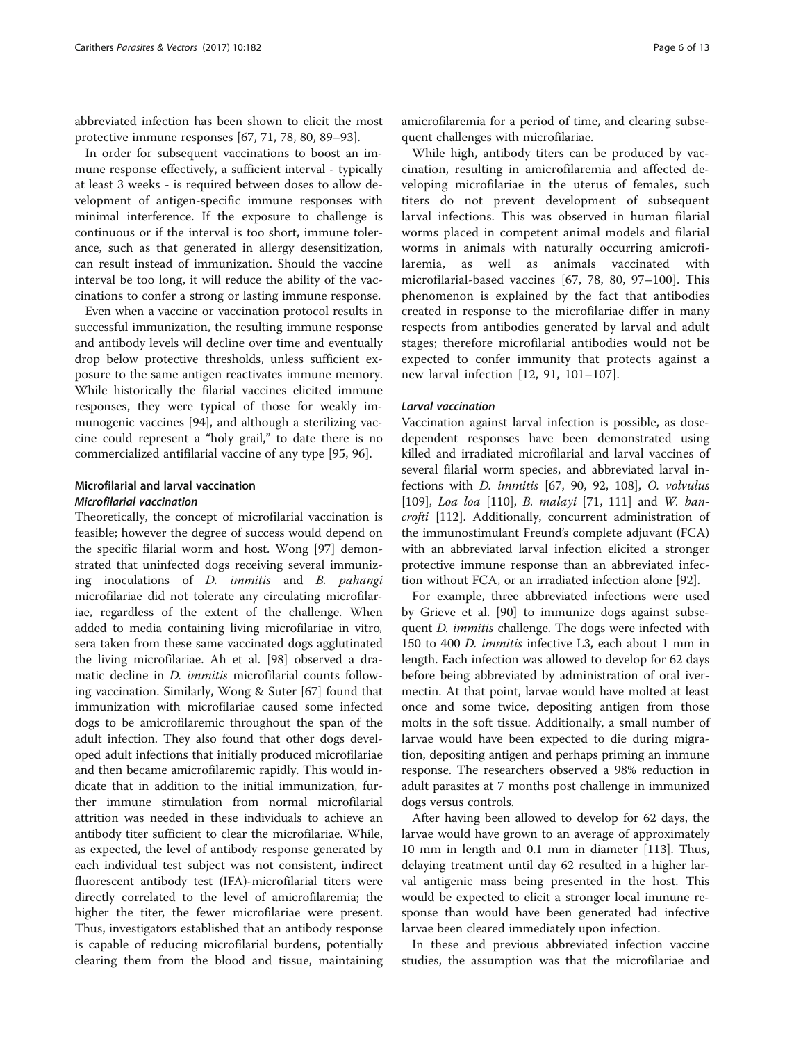abbreviated infection has been shown to elicit the most protective immune responses [67, 71, 78, 80, 89–93].

In order for subsequent vaccinations to boost an immune response effectively, a sufficient interval - typically at least 3 weeks - is required between doses to allow development of antigen-specific immune responses with minimal interference. If the exposure to challenge is continuous or if the interval is too short, immune tolerance, such as that generated in allergy desensitization, can result instead of immunization. Should the vaccine interval be too long, it will reduce the ability of the vaccinations to confer a strong or lasting immune response.

Even when a vaccine or vaccination protocol results in successful immunization, the resulting immune response and antibody levels will decline over time and eventually drop below protective thresholds, unless sufficient exposure to the same antigen reactivates immune memory. While historically the filarial vaccines elicited immune responses, they were typical of those for weakly immunogenic vaccines [94], and although a sterilizing vaccine could represent a "holy grail," to date there is no commercialized antifilarial vaccine of any type [95, 96].

## Microfilarial and larval vaccination

### *Microfilarial vaccination*

Theoretically, the concept of microfilarial vaccination is feasible; however the degree of success would depend on the specific filarial worm and host. Wong [97] demonstrated that uninfected dogs receiving several immunizing inoculations of *D. immitis* and *B. pahangi* microfilariae did not tolerate any circulating microfilariae, regardless of the extent of the challenge. When added to media containing living microfilariae in vitro, sera taken from these same vaccinated dogs agglutinated the living microfilariae. Ah et al. [98] observed a dramatic decline in *D. immitis* microfilarial counts following vaccination. Similarly, Wong & Suter [67] found that immunization with microfilariae caused some infected dogs to be amicrofilaremic throughout the span of the adult infection. They also found that other dogs developed adult infections that initially produced microfilariae and then became amicrofilaremic rapidly. This would indicate that in addition to the initial immunization, further immune stimulation from normal microfilarial attrition was needed in these individuals to achieve an antibody titer sufficient to clear the microfilariae. While, as expected, the level of antibody response generated by each individual test subject was not consistent, indirect fluorescent antibody test (IFA)-microfilarial titers were directly correlated to the level of amicrofilaremia; the higher the titer, the fewer microfilariae were present. Thus, investigators established that an antibody response is capable of reducing microfilarial burdens, potentially clearing them from the blood and tissue, maintaining amicrofilaremia for a period of time, and clearing subsequent challenges with microfilariae.

While high, antibody titers can be produced by vaccination, resulting in amicrofilaremia and affected developing microfilariae in the uterus of females, such titers do not prevent development of subsequent larval infections. This was observed in human filarial worms placed in competent animal models and filarial worms in animals with naturally occurring amicrofilaremia, as well as animals vaccinated with microfilarial-based vaccines [67, 78, 80, 97–100]. This phenomenon is explained by the fact that antibodies created in response to the microfilariae differ in many respects from antibodies generated by larval and adult stages; therefore microfilarial antibodies would not be expected to confer immunity that protects against a new larval infection [12, 91, 101–107].

### *Larval vaccination*

Vaccination against larval infection is possible, as dose-dependent responses have been demonstrated using killed and irradiated microfilarial and larval vaccines of several filarial worm species, and abbreviated larval infections with *D. immitis* [67, 90, 92, 108], *O. volvulus* [109], *Loa loa* [110], *B. malayi* [71, 111] and *W. bancrofti* [112]. Additionally, concurrent administration of the immunostimulant Freund's complete adjuvant (FCA) with an abbreviated larval infection elicited a stronger protective immune response than an abbreviated infection without FCA, or an irradiated infection alone [92].

For example, three abbreviated infections were used by Grieve et al. [90] to immunize dogs against subsequent *D. immitis* challenge. The dogs were infected with 150 to 400 *D. immitis* infective L3, each about 1 mm in length. Each infection was allowed to develop for 62 days before being abbreviated by administration of oral ivermectin. At that point, larvae would have molted at least once and some twice, depositing antigen from those molts in the soft tissue. Additionally, a small number of larvae would have been expected to die during migration, depositing antigen and perhaps priming an immune response. The researchers observed a 98% reduction in adult parasites at 7 months post challenge in immunized dogs versus controls.

After having been allowed to develop for 62 days, the larvae would have grown to an average of approximately 10 mm in length and 0.1 mm in diameter [113]. Thus, delaying treatment until day 62 resulted in a higher larval antigenic mass being presented in the host. This would be expected to elicit a stronger local immune response than would have been generated had infective larvae been cleared immediately upon infection.

In these and previous abbreviated infection vaccine studies, the assumption was that the microfilariae and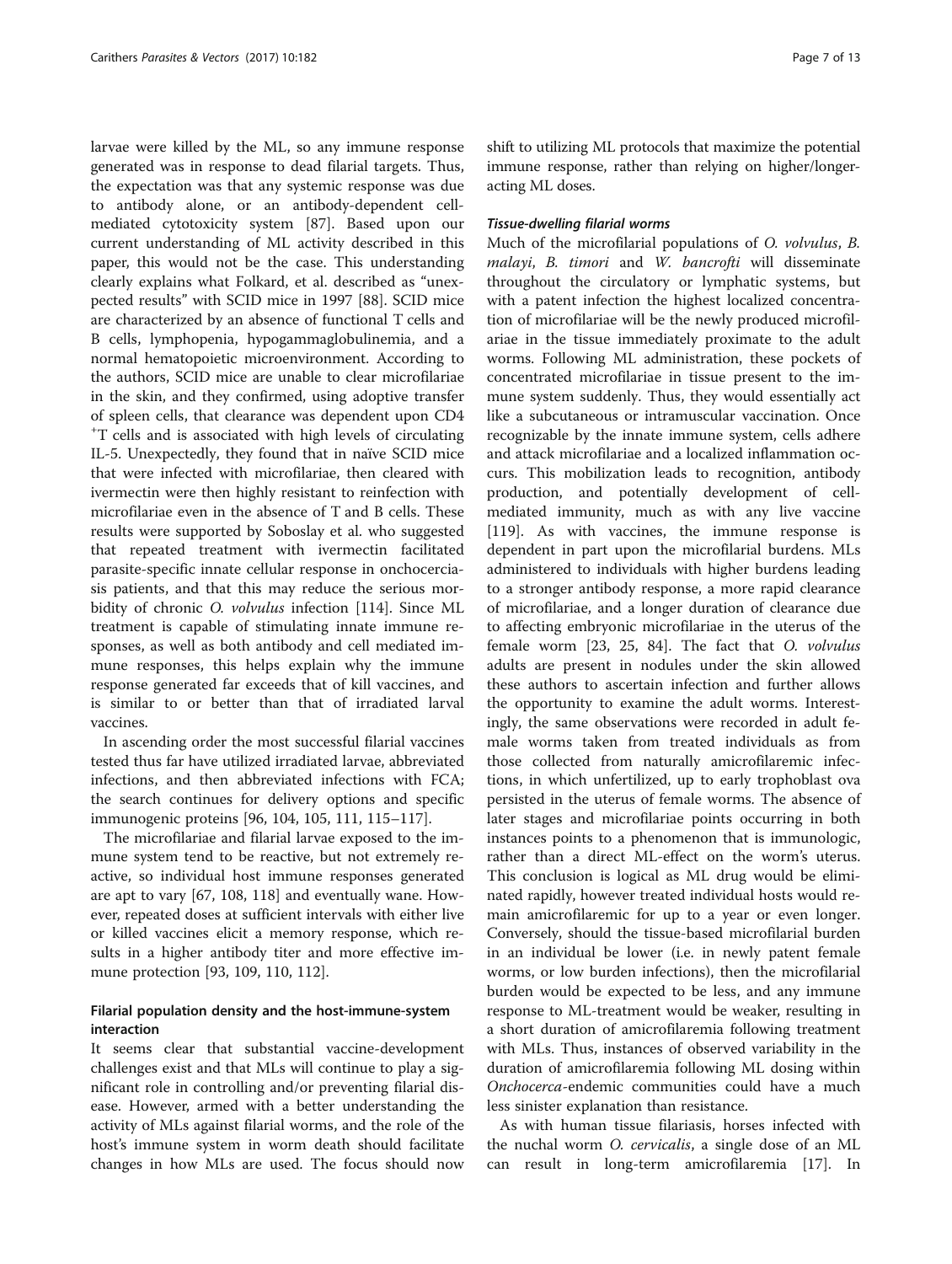larvae were killed by the ML, so any immune response generated was in response to dead filarial targets. Thus, the expectation was that any systemic response was due to antibody alone, or an antibody-dependent cell-mediated cytotoxicity system [87]. Based upon our current understanding of ML activity described in this paper, this would not be the case. This understanding clearly explains what Folkard, et al. described as "unexpected results" with SCID mice in 1997 [88]. SCID mice are characterized by an absence of functional T cells and B cells, lymphopenia, hypogammaglobulinemia, and a normal hematopoietic microenvironment. According to the authors, SCID mice are unable to clear microfilariae in the skin, and they confirmed, using adoptive transfer of spleen cells, that clearance was dependent upon CD4 $^{+}$T cells and is associated with high levels of circulating IL-5. Unexpectedly, they found that in naïve SCID mice that were infected with microfilariae, then cleared with ivermectin were then highly resistant to reinfection with microfilariae even in the absence of T and B cells. These results were supported by Soboslay et al. who suggested that repeated treatment with ivermectin facilitated parasite-specific innate cellular response in onchocerciasis patients, and that this may reduce the serious morbidity of chronic *O. volvulus* infection [114]. Since ML treatment is capable of stimulating innate immune responses, as well as both antibody and cell mediated immune responses, this helps explain why the immune response generated far exceeds that of kill vaccines, and is similar to or better than that of irradiated larval vaccines.

In ascending order the most successful filarial vaccines tested thus far have utilized irradiated larvae, abbreviated infections, and then abbreviated infections with FCA; the search continues for delivery options and specific immunogenic proteins [96, 104, 105, 111, 115–117].

The microfilariae and filarial larvae exposed to the immune system tend to be reactive, but not extremely reactive, so individual host immune responses generated are apt to vary [67, 108, 118] and eventually wane. However, repeated doses at sufficient intervals with either live or killed vaccines elicit a memory response, which results in a higher antibody titer and more effective immune protection [93, 109, 110, 112].

## Filarial population density and the host-immune-system interaction

It seems clear that substantial vaccine-development challenges exist and that MLs will continue to play a significant role in controlling and/or preventing filarial disease. However, armed with a better understanding the activity of MLs against filarial worms, and the role of the host's immune system in worm death should facilitate changes in how MLs are used. The focus should now shift to utilizing ML protocols that maximize the potential immune response, rather than relying on higher/longer-acting ML doses.

### *Tissue-dwelling filarial worms*

Much of the microfilarial populations of *O. volvulus*, *B. malayi*, *B. timori* and *W. bancrofti* will disseminate throughout the circulatory or lymphatic systems, but with a patent infection the highest localized concentration of microfilariae will be the newly produced microfilariae in the tissue immediately proximate to the adult worms. Following ML administration, these pockets of concentrated microfilariae in tissue present to the immune system suddenly. Thus, they would essentially act like a subcutaneous or intramuscular vaccination. Once recognizable by the innate immune system, cells adhere and attack microfilariae and a localized inflammation occurs. This mobilization leads to recognition, antibody production, and potentially development of cell-mediated immunity, much as with any live vaccine [119]. As with vaccines, the immune response is dependent in part upon the microfilarial burdens. MLs administered to individuals with higher burdens leading to a stronger antibody response, a more rapid clearance of microfilariae, and a longer duration of clearance due to affecting embryonic microfilariae in the uterus of the female worm [23, 25, 84]. The fact that *O. volvulus* adults are present in nodules under the skin allowed these authors to ascertain infection and further allows the opportunity to examine the adult worms. Interestingly, the same observations were recorded in adult female worms taken from treated individuals as from those collected from naturally amicrofilaremic infections, in which unfertilized, up to early trophoblast ova persisted in the uterus of female worms. The absence of later stages and microfilariae points occurring in both instances points to a phenomenon that is immunologic, rather than a direct ML-effect on the worm's uterus. This conclusion is logical as ML drug would be eliminated rapidly, however treated individual hosts would remain amicrofilaremic for up to a year or even longer. Conversely, should the tissue-based microfilarial burden in an individual be lower (i.e. in newly patent female worms, or low burden infections), then the microfilarial burden would be expected to be less, and any immune response to ML-treatment would be weaker, resulting in a short duration of amicrofilaremia following treatment with MLs. Thus, instances of observed variability in the duration of amicrofilaremia following ML dosing within *Onchocerca*-endemic communities could have a much less sinister explanation than resistance.

As with human tissue filariasis, horses infected with the nuchal worm *O. cervicalis*, a single dose of an ML can result in long-term amicrofilaremia [17]. In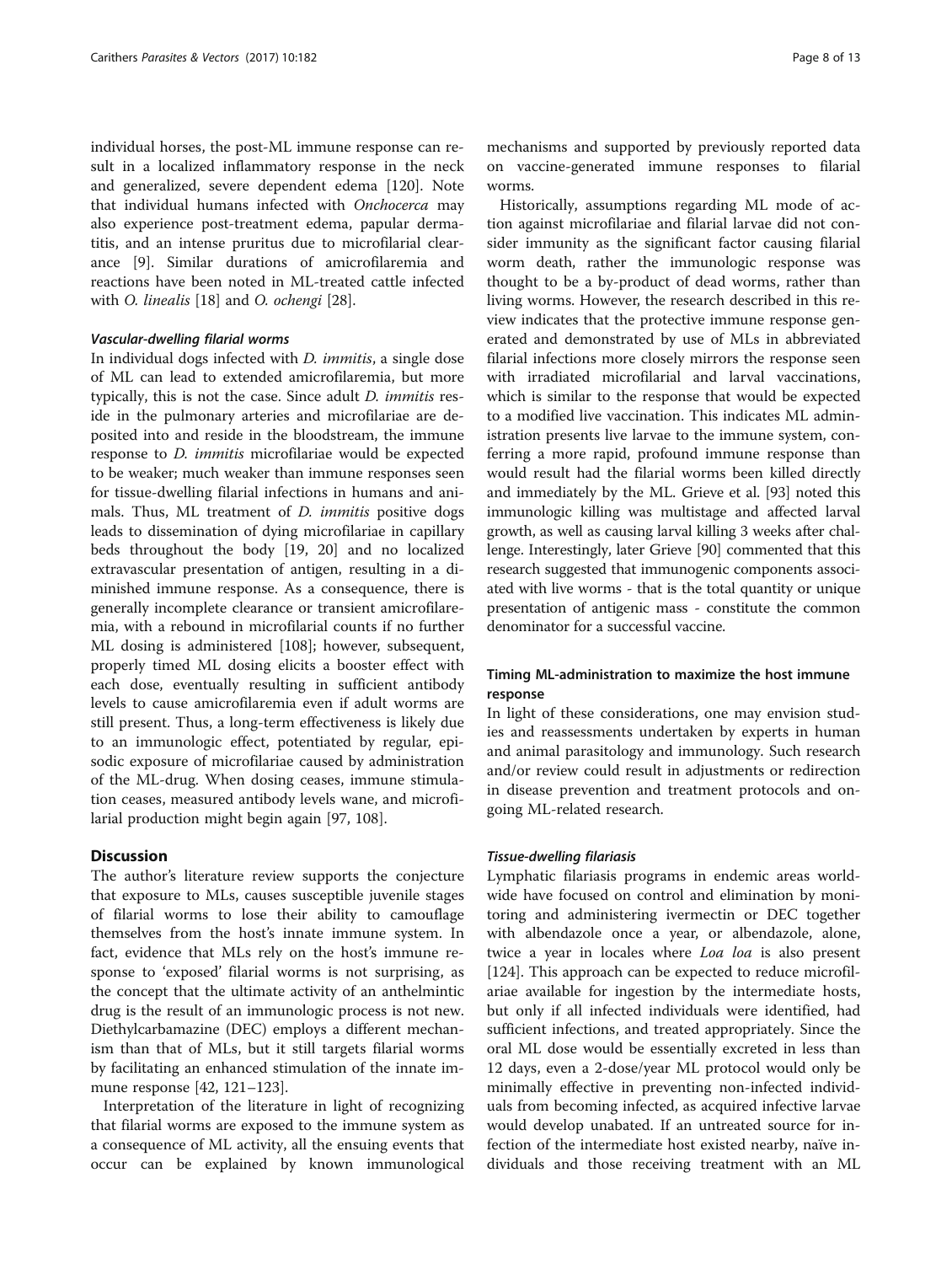individual horses, the post-ML immune response can result in a localized inflammatory response in the neck and generalized, severe dependent edema [120]. Note that individual humans infected with *Onchocerca* may also experience post-treatment edema, papular dermatitis, and an intense pruritus due to microfilarial clearance [9]. Similar durations of amicrofilaremia and reactions have been noted in ML-treated cattle infected with *O. linealis* [18] and *O. ochengi* [28].

#### *Vascular-dwelling filarial worms*

In individual dogs infected with *D. immitis*, a single dose of ML can lead to extended amicrofilaremia, but more typically, this is not the case. Since adult *D. immitis* reside in the pulmonary arteries and microfilariae are deposited into and reside in the bloodstream, the immune response to *D. immitis* microfilariae would be expected to be weaker; much weaker than immune responses seen for tissue-dwelling filarial infections in humans and animals. Thus, ML treatment of *D. immitis* positive dogs leads to dissemination of dying microfilariae in capillary beds throughout the body [19, 20] and no localized extravascular presentation of antigen, resulting in a diminished immune response. As a consequence, there is generally incomplete clearance or transient amicrofilaremia, with a rebound in microfilarial counts if no further ML dosing is administered [108]; however, subsequent, properly timed ML dosing elicits a booster effect with each dose, eventually resulting in sufficient antibody levels to cause amicrofilaremia even if adult worms are still present. Thus, a long-term effectiveness is likely due to an immunologic effect, potentiated by regular, episodic exposure of microfilariae caused by administration of the ML-drug. When dosing ceases, immune stimulation ceases, measured antibody levels wane, and microfilarial production might begin again [97, 108].

## Discussion

The author's literature review supports the conjecture that exposure to MLs, causes susceptible juvenile stages of filarial worms to lose their ability to camouflage themselves from the host's innate immune system. In fact, evidence that MLs rely on the host's immune response to 'exposed' filarial worms is not surprising, as the concept that the ultimate activity of an anthelmintic drug is the result of an immunologic process is not new. Diethylcarbamazine (DEC) employs a different mechanism than that of MLs, but it still targets filarial worms by facilitating an enhanced stimulation of the innate immune response [42, 121–123].

Interpretation of the literature in light of recognizing that filarial worms are exposed to the immune system as a consequence of ML activity, all the ensuing events that occur can be explained by known immunological mechanisms and supported by previously reported data on vaccine-generated immune responses to filarial worms.

Historically, assumptions regarding ML mode of action against microfilariae and filarial larvae did not consider immunity as the significant factor causing filarial worm death, rather the immunologic response was thought to be a by-product of dead worms, rather than living worms. However, the research described in this review indicates that the protective immune response generated and demonstrated by use of MLs in abbreviated filarial infections more closely mirrors the response seen with irradiated microfilarial and larval vaccinations, which is similar to the response that would be expected to a modified live vaccination. This indicates ML administration presents live larvae to the immune system, conferring a more rapid, profound immune response than would result had the filarial worms been killed directly and immediately by the ML. Grieve et al. [93] noted this immunologic killing was multistage and affected larval growth, as well as causing larval killing 3 weeks after challenge. Interestingly, later Grieve [90] commented that this research suggested that immunogenic components associated with live worms - that is the total quantity or unique presentation of antigenic mass - constitute the common denominator for a successful vaccine.

### Timing ML-administration to maximize the host immune response

In light of these considerations, one may envision studies and reassessments undertaken by experts in human and animal parasitology and immunology. Such research and/or review could result in adjustments or redirection in disease prevention and treatment protocols and ongoing ML-related research.

#### *Tissue-dwelling filariasis*

Lymphatic filariasis programs in endemic areas worldwide have focused on control and elimination by monitoring and administering ivermectin or DEC together with albendazole once a year, or albendazole, alone, twice a year in locales where *Loa loa* is also present [124]. This approach can be expected to reduce microfilariae available for ingestion by the intermediate hosts, but only if all infected individuals were identified, had sufficient infections, and treated appropriately. Since the oral ML dose would be essentially excreted in less than 12 days, even a 2-dose/year ML protocol would only be minimally effective in preventing non-infected individuals from becoming infected, as acquired infective larvae would develop unabated. If an untreated source for infection of the intermediate host existed nearby, naïve individuals and those receiving treatment with an ML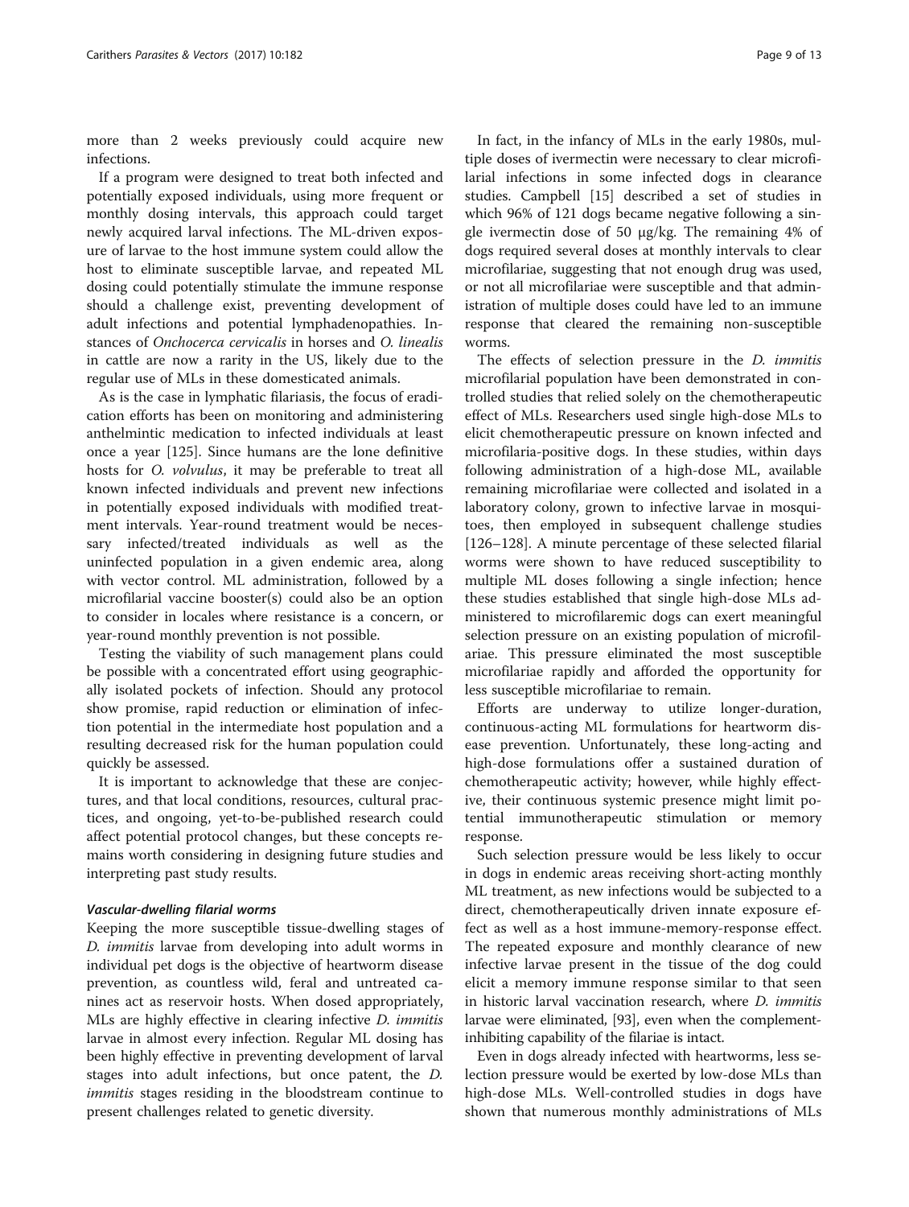more than 2 weeks previously could acquire new infections.

If a program were designed to treat both infected and potentially exposed individuals, using more frequent or monthly dosing intervals, this approach could target newly acquired larval infections. The ML-driven exposure of larvae to the host immune system could allow the host to eliminate susceptible larvae, and repeated ML dosing could potentially stimulate the immune response should a challenge exist, preventing development of adult infections and potential lymphadenopathies. Instances of *Onchocerca cervicalis* in horses and *O. linealis* in cattle are now a rarity in the US, likely due to the regular use of MLs in these domesticated animals.

As is the case in lymphatic filariasis, the focus of eradication efforts has been on monitoring and administering anthelmintic medication to infected individuals at least once a year [125]. Since humans are the lone definitive hosts for *O. volvulus*, it may be preferable to treat all known infected individuals and prevent new infections in potentially exposed individuals with modified treatment intervals. Year-round treatment would be necessary infected/treated individuals as well as the uninfected population in a given endemic area, along with vector control. ML administration, followed by a microfilarial vaccine booster(s) could also be an option to consider in locales where resistance is a concern, or year-round monthly prevention is not possible.

Testing the viability of such management plans could be possible with a concentrated effort using geographically isolated pockets of infection. Should any protocol show promise, rapid reduction or elimination of infection potential in the intermediate host population and a resulting decreased risk for the human population could quickly be assessed.

It is important to acknowledge that these are conjectures, and that local conditions, resources, cultural practices, and ongoing, yet-to-be-published research could affect potential protocol changes, but these concepts remains worth considering in designing future studies and interpreting past study results.

#### *Vascular-dwelling filarial worms*

Keeping the more susceptible tissue-dwelling stages of *D. immitis* larvae from developing into adult worms in individual pet dogs is the objective of heartworm disease prevention, as countless wild, feral and untreated canines act as reservoir hosts. When dosed appropriately, MLs are highly effective in clearing infective *D. immitis* larvae in almost every infection. Regular ML dosing has been highly effective in preventing development of larval stages into adult infections, but once patent, the *D. immitis* stages residing in the bloodstream continue to present challenges related to genetic diversity.

In fact, in the infancy of MLs in the early 1980s, multiple doses of ivermectin were necessary to clear microfilarial infections in some infected dogs in clearance studies. Campbell [15] described a set of studies in which 96% of 121 dogs became negative following a single ivermectin dose of 50 μg/kg. The remaining 4% of dogs required several doses at monthly intervals to clear microfilariae, suggesting that not enough drug was used, or not all microfilariae were susceptible and that administration of multiple doses could have led to an immune response that cleared the remaining non-susceptible worms.

The effects of selection pressure in the *D. immitis* microfilarial population have been demonstrated in controlled studies that relied solely on the chemotherapeutic effect of MLs. Researchers used single high-dose MLs to elicit chemotherapeutic pressure on known infected and microfilaria-positive dogs. In these studies, within days following administration of a high-dose ML, available remaining microfilariae were collected and isolated in a laboratory colony, grown to infective larvae in mosquitoes, then employed in subsequent challenge studies [126–128]. A minute percentage of these selected filarial worms were shown to have reduced susceptibility to multiple ML doses following a single infection; hence these studies established that single high-dose MLs administered to microfilaremic dogs can exert meaningful selection pressure on an existing population of microfilariae. This pressure eliminated the most susceptible microfilariae rapidly and afforded the opportunity for less susceptible microfilariae to remain.

Efforts are underway to utilize longer-duration, continuous-acting ML formulations for heartworm disease prevention. Unfortunately, these long-acting and high-dose formulations offer a sustained duration of chemotherapeutic activity; however, while highly effective, their continuous systemic presence might limit potential immunotherapeutic stimulation or memory response.

Such selection pressure would be less likely to occur in dogs in endemic areas receiving short-acting monthly ML treatment, as new infections would be subjected to a direct, chemotherapeutically driven innate exposure effect as well as a host immune-memory-response effect. The repeated exposure and monthly clearance of new infective larvae present in the tissue of the dog could elicit a memory immune response similar to that seen in historic larval vaccination research, where *D. immitis* larvae were eliminated, [93], even when the complement-inhibiting capability of the filariae is intact.

Even in dogs already infected with heartworms, less selection pressure would be exerted by low-dose MLs than high-dose MLs. Well-controlled studies in dogs have shown that numerous monthly administrations of MLs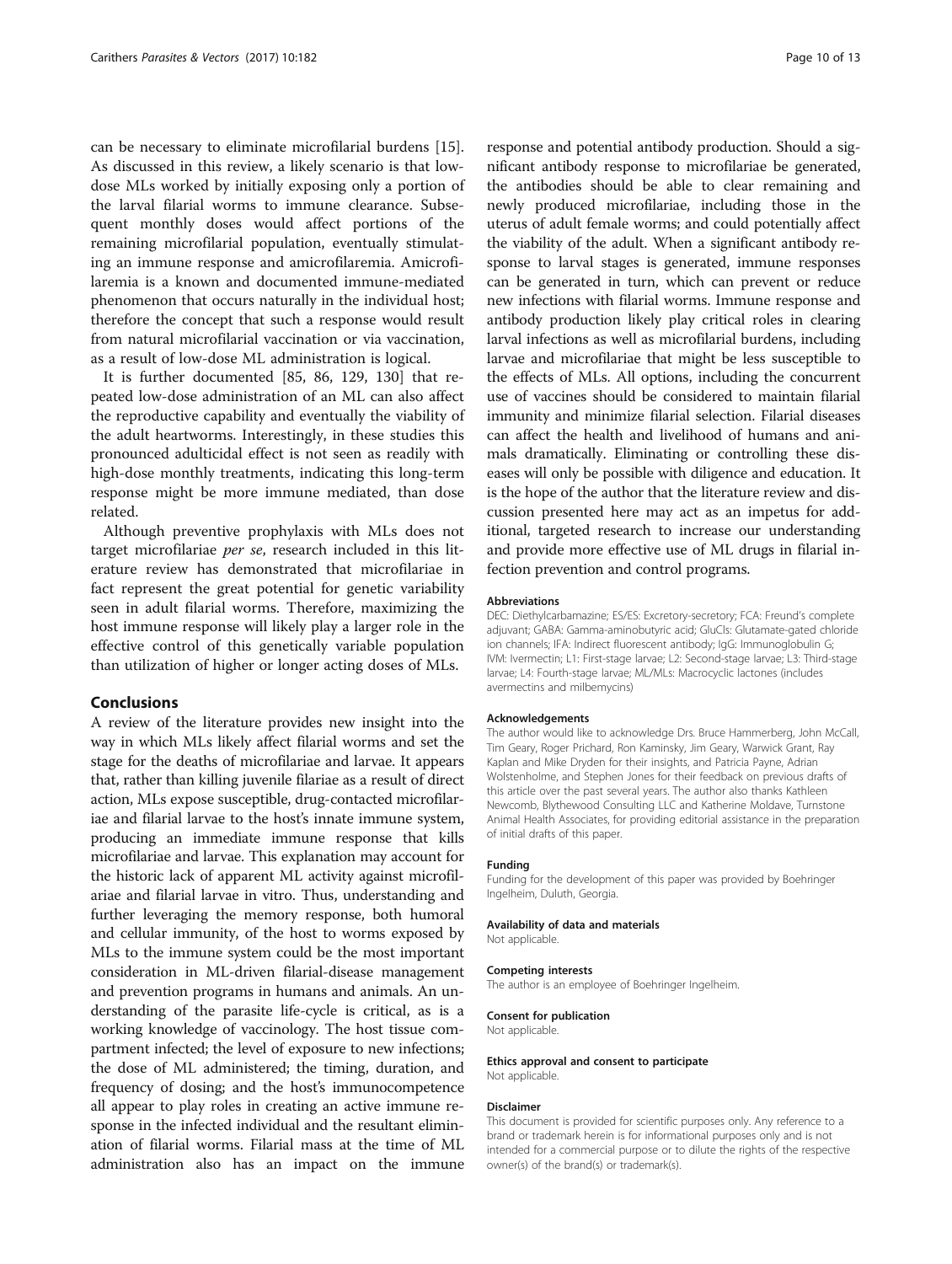can be necessary to eliminate microfilarial burdens [15]. As discussed in this review, a likely scenario is that low-dose MLs worked by initially exposing only a portion of the larval filarial worms to immune clearance. Subsequent monthly doses would affect portions of the remaining microfilarial population, eventually stimulating an immune response and amicrofilaremia. Amicrofilaremia is a known and documented immune-mediated phenomenon that occurs naturally in the individual host; therefore the concept that such a response would result from natural microfilarial vaccination or via vaccination, as a result of low-dose ML administration is logical.

It is further documented [85, 86, 129, 130] that repeated low-dose administration of an ML can also affect the reproductive capability and eventually the viability of the adult heartworms. Interestingly, in these studies this pronounced adulticidal effect is not seen as readily with high-dose monthly treatments, indicating this long-term response might be more immune mediated, than dose related.

Although preventive prophylaxis with MLs does not target microfilariae *per se*, research included in this literature review has demonstrated that microfilariae in fact represent the great potential for genetic variability seen in adult filarial worms. Therefore, maximizing the host immune response will likely play a larger role in the effective control of this genetically variable population than utilization of higher or longer acting doses of MLs.

## Conclusions

A review of the literature provides new insight into the way in which MLs likely affect filarial worms and set the stage for the deaths of microfilariae and larvae. It appears that, rather than killing juvenile filariae as a result of direct action, MLs expose susceptible, drug-contacted microfilariae and filarial larvae to the host's innate immune system, producing an immediate immune response that kills microfilariae and larvae. This explanation may account for the historic lack of apparent ML activity against microfilariae and filarial larvae in vitro. Thus, understanding and further leveraging the memory response, both humoral and cellular immunity, of the host to worms exposed by MLs to the immune system could be the most important consideration in ML-driven filarial-disease management and prevention programs in humans and animals. An understanding of the parasite life-cycle is critical, as is a working knowledge of vaccinology. The host tissue compartment infected; the level of exposure to new infections; the dose of ML administered; the timing, duration, and frequency of dosing; and the host's immunocompetence all appear to play roles in creating an active immune response in the infected individual and the resultant elimination of filarial worms. Filarial mass at the time of ML administration also has an impact on the immune response and potential antibody production. Should a significant antibody response to microfilariae be generated, the antibodies should be able to clear remaining and newly produced microfilariae, including those in the uterus of adult female worms; and could potentially affect the viability of the adult. When a significant antibody response to larval stages is generated, immune responses can be generated in turn, which can prevent or reduce new infections with filarial worms. Immune response and antibody production likely play critical roles in clearing larval infections as well as microfilarial burdens, including larvae and microfilariae that might be less susceptible to the effects of MLs. All options, including the concurrent use of vaccines should be considered to maintain filarial immunity and minimize filarial selection. Filarial diseases can affect the health and livelihood of humans and animals dramatically. Eliminating or controlling these diseases will only be possible with diligence and education. It is the hope of the author that the literature review and discussion presented here may act as an impetus for additional, targeted research to increase our understanding and provide more effective use of ML drugs in filarial infection prevention and control programs.

#### Abbreviations

DEC: Diethylcarbamazine; ES/ES: Excretory-secretory; FCA: Freund's complete adjuvant; GABA: Gamma-aminobutyric acid; GluCls: Glutamate-gated chloride ion channels; IFA: Indirect fluorescent antibody; IgG: Immunoglobulin G; IVM: Ivermectin; L1: First-stage larvae; L2: Second-stage larvae; L3: Third-stage larvae; L4: Fourth-stage larvae; ML/MLs: Macrocyclic lactones (includes avermectins and milbemycins)

#### Acknowledgements

The author would like to acknowledge Drs. Bruce Hammerberg, John McCall, Tim Geary, Roger Prichard, Ron Kaminsky, Jim Geary, Warwick Grant, Ray Kaplan and Mike Dryden for their insights, and Patricia Payne, Adrian Wolstenholme, and Stephen Jones for their feedback on previous drafts of this article over the past several years. The author also thanks Kathleen Newcomb, Blythewood Consulting LLC and Katherine Moldave, Turnstone Animal Health Associates, for providing editorial assistance in the preparation of initial drafts of this paper.

#### Funding

Funding for the development of this paper was provided by Boehringer Ingelheim, Duluth, Georgia.

#### Availability of data and materials

Not applicable.

#### Competing interests

The author is an employee of Boehringer Ingelheim.

#### Consent for publication

Not applicable.

#### Ethics approval and consent to participate

Not applicable.

#### Disclaimer

This document is provided for scientific purposes only. Any reference to a brand or trademark herein is for informational purposes only and is not intended for a commercial purpose or to dilute the rights of the respective owner(s) of the brand(s) or trademark(s).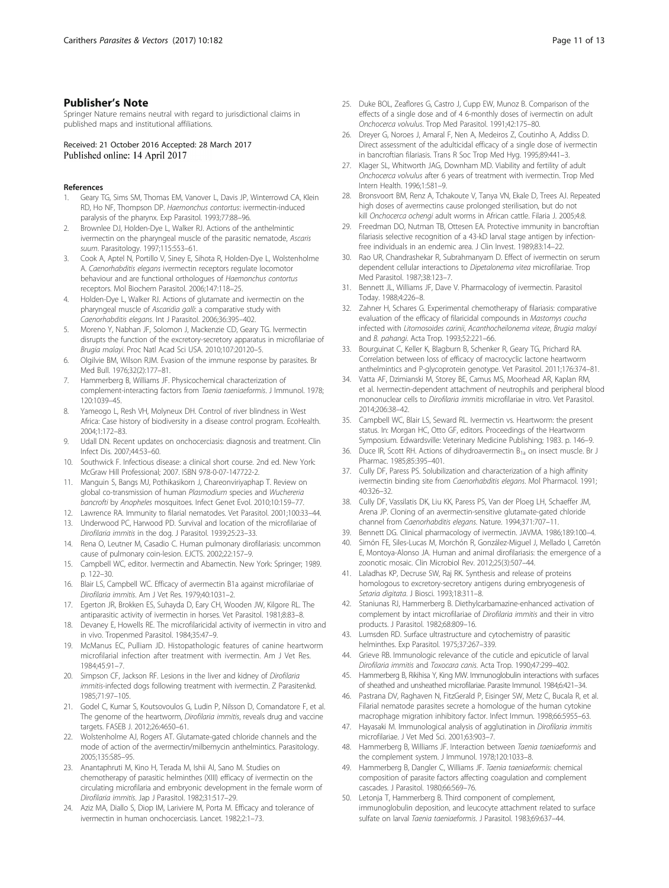## Publisher's Note

Springer Nature remains neutral with regard to jurisdictional claims in published maps and institutional affiliations.

Received: 21 October 2016 Accepted: 28 March 2017
Published online: 14 April 2017

### References

1. Geary TG, Sims SM, Thomas EM, Vanover L, Davis JP, Winterrowd CA, Klein RD, Ho NF, Thompson DP. *Haemonchus contortus*: ivermectin-induced paralysis of the pharynx. Exp Parasitol. 1993;77:88–96.
2. Brownlee DJ, Holden-Dye L, Walker RJ. Actions of the anthelmintic ivermectin on the pharyngeal muscle of the parasitic nematode, *Ascaris suum*. Parasitology. 1997;115:553–61.
3. Cook A, Aptel N, Portillo V, Siney E, Sihota R, Holden-Dye L, Wolstenholme A. *Caenorhabditis elegans* ivermectin receptors regulate locomotor behaviour and are functional orthologues of *Haemonchus contortus* receptors. Mol Biochem Parasitol. 2006;147:118–25.
4. Holden-Dye L, Walker RJ. Actions of glutamate and ivermectin on the pharyngeal muscle of *Ascaridia galli*: a comparative study with *Caenorhabditis elegans*. Int J Parasitol. 2006;36:395–402.
5. Moreno Y, Nabhan JF, Solomon J, Mackenzie CD, Geary TG. Ivermectin disrupts the function of the excretory-secretory apparatus in microfilariae of *Brugia malayi*. Proc Natl Acad Sci USA. 2010;107:20120–5.
6. Olgilvie BM, Wilson RJM. Evasion of the immune response by parasites. Br Med Bull. 1976;32(2):177–81.
7. Hammerberg B, Williams JF. Physicochemical characterization of complement-interacting factors from *Taenia taeniaeformis*. J Immunol. 1978;120:1039–45.
8. Yameogo L, Resh VH, Molyneux DH. Control of river blindness in West Africa: Case history of biodiversity in a disease control program. EcoHealth. 2004;1:172–83.
9. Udall DN. Recent updates on onchocerciasis: diagnosis and treatment. Clin Infect Dis. 2007;44:53–60.
10. Southwick F. Infectious disease: a clinical short course. 2nd ed. New York: McGraw Hill Professional; 2007. ISBN 978-0-07-147722-2.
11. Manguin S, Bangs MJ, Pothikasikorn J, Chareonviriyaphap T. Review on global co-transmission of human *Plasmodium* species and *Wuchereria bancrofti* by *Anopheles* mosquitoes. Infect Genet Evol. 2010;10:159–77.
12. Lawrence RA. Immunity to filarial nematodes. Vet Parasitol. 2001;100:33–44.
13. Underwood PC, Harwood PD. Survival and location of the microfilariae of *Dirofilaria immitis* in the dog. J Parasitol. 1939;25:23–33.
14. Rena O, Leutner M, Casadio C. Human pulmonary dirofilariasis: uncommon cause of pulmonary coin-lesion. EJCTS. 2002;22:157–9.
15. Campbell WC, editor. Ivermectin and Abamectin. New York: Springer; 1989. p. 122–30.
16. Blair LS, Campbell WC. Efficacy of avermectin B1a against microfilariae of *Dirofilaria immitis*. Am J Vet Res. 1979;40:1031–2.
17. Egerton JR, Brokken ES, Suhayda D, Eary CH, Wooden JW, Kilgore RL. The antiparasitic activity of ivermectin in horses. Vet Parasitol. 1981;8:83–8.
18. Devaney E, Howells RE. The microfilaricidal activity of ivermectin in vitro and in vivo. Tropenmed Parasitol. 1984;35:47–9.
19. McManus EC, Pulliam JD. Histopathologic features of canine heartworm microfilarial infection after treatment with ivermectin. Am J Vet Res. 1984;45:91–7.
20. Simpson CF, Jackson RF. Lesions in the liver and kidney of *Dirofilaria immitis*-infected dogs following treatment with ivermectin. Z Parasitenkd. 1985;71:97–105.
21. Godel C, Kumar S, Koutsovoulos G, Ludin P, Nilsson D, Comandatore F, et al. The genome of the heartworm, *Dirofilaria immitis*, reveals drug and vaccine targets. FASEB J. 2012;26:4650–61.
22. Wolstenholme AJ, Rogers AT. Glutamate-gated chloride channels and the mode of action of the avermectin/milbemycin anthelmintics. Parasitology. 2005;135:S85–95.
23. Anantaphruti M, Kino H, Terada M, Ishii AI, Sano M. Studies on chemotherapy of parasitic helminthes (XIII) efficacy of ivermectin on the circulating microfilaria and embryonic development in the female worm of *Dirofilaria immitis*. Jap J Parasitol. 1982;31:517–29.
24. Aziz MA, Diallo S, Diop IM, Lariviere M, Porta M. Efficacy and tolerance of ivermectin in human onchocerciasis. Lancet. 1982;2:1–73.
25. Duke BOL, Zeaflores G, Castro J, Cupp EW, Munoz B. Comparison of the effects of a single dose and of 4 6-monthly doses of ivermectin on adult *Onchocerca volvulus*. Trop Med Parasitol. 1991;42:175–80.
26. Dreyer G, Noroes J, Amaral F, Nen A, Medeiros Z, Coutinho A, Addiss D. Direct assessment of the adulticidal efficacy of a single dose of ivermectin in bancroftian filariasis. Trans R Soc Trop Med Hyg. 1995;89:441–3.
27. Klager SL, Whitworth JAG, Downham MD. Viability and fertility of adult *Onchocerca volvulus* after 6 years of treatment with ivermectin. Trop Med Intern Health. 1996;1:581–9.
28. Bronsvoort BM, Renz A, Tchakoute V, Tanya VN, Ekale D, Trees AJ. Repeated high doses of avermectins cause prolonged sterilisation, but do not kill *Onchocerca ochengi* adult worms in African cattle. Filaria J. 2005;4:8.
29. Freedman DO, Nutman TB, Ottesen EA. Protective immunity in bancroftian filariasis selective recognition of a 43-kD larval stage antigen by infection-free individuals in an endemic area. J Clin Invest. 1989;83:14–22.
30. Rao UR, Chandrashekar R, Subrahmanyam D. Effect of ivermectin on serum dependent cellular interactions to *Dipetalonema vitea* microfilariae. Trop Med Parasitol. 1987;38:123–7.
31. Bennett JL, Williams JF, Dave V. Pharmacology of ivermectin. Parasitol Today. 1988;4:226–8.
32. Zahner H, Schares G. Experimental chemotherapy of filariasis: comparative evaluation of the efficacy of filaricidal compounds in *Mastomys coucha* infected with *Litomosoides carinii*, *Acanthocheilonema viteae*, *Brugia malayi* and *B. pahangi*. Acta Trop. 1993;52:221–66.
33. Bourguinat C, Keller K, Blagburn B, Schenker R, Geary TG, Prichard RA. Correlation between loss of efficacy of macrocyclic lactone heartworm anthelmintics and P-glycoprotein genotype. Vet Parasitol. 2011;176:374–81.
34. Vatta AF, Dzimianski M, Storey BE, Camus MS, Moorhead AR, Kaplan RM, et al. Ivermectin-dependent attachment of neutrophils and peripheral blood mononuclear cells to *Dirofilaria immitis* microfilariae in vitro. Vet Parasitol. 2014;206:38–42.
35. Campbell WC, Blair LS, Seward RL. Ivermectin vs. Heartworm: the present status. In: Morgan HC, Otto GF, editors. Proceedings of the Heartworm Symposium. Edwardsville: Veterinary Medicine Publishing; 1983. p. 146–9.
36. Duce IR, Scott RH. Actions of dihydroavermectin $B_{1a}$ on insect muscle. Br J Pharmac. 1985;85:395–401.
37. Cully DF, Paress PS. Solubilization and characterization of a high affinity ivermectin binding site from *Caenorhabditis elegans*. Mol Pharmacol. 1991;40:326–32.
38. Cully DF, Vassilatis DK, Liu KK, Paress PS, Van der Ploeg LH, Schaeffer JM, Arena JP. Cloning of an avermectin-sensitive glutamate-gated chloride channel from *Caenorhabditis elegans*. Nature. 1994;371:707–11.
39. Bennett DG. Clinical pharmacology of ivermectin. JAVMA. 1986;189:100–4.
40. Simón FE, Siles-Lucas M, Morchón R, González-Miguel J, Mellado I, Carretón E, Montoya-Alonso JA. Human and animal dirofilariasis: the emergence of a zoonotic mosaic. Clin Microbiol Rev. 2012;25(3):507–44.
41. Laladhas KP, Decruse SW, Raj RK. Synthesis and release of proteins homologous to excretory-secretory antigens during embryogenesis of *Setaria digitata*. J Biosci. 1993;18:311–8.
42. Staniunas RJ, Hammerberg B. Diethylcarbamazine-enhanced activation of complement by intact microfilariae of *Dirofilaria immitis* and their in vitro products. J Parasitol. 1982;68:809–16.
43. Lumsden RD. Surface ultrastructure and cytochemistry of parasitic helminthes. Exp Parasitol. 1975;37:267–339.
44. Grieve RB. Immunologic relevance of the cuticle and epicuticle of larval *Dirofilaria immitis* and *Toxocara canis*. Acta Trop. 1990;47:299–402.
45. Hammerberg B, Rikihisa Y, King MW. Immunoglobulin interactions with surfaces of sheathed and unsheathed microfilariae. Parasite Immunol. 1984;6:421–34.
46. Pastrana DV, Raghaven N, FitzGerald P, Eisinger SW, Metz C, Bucala R, et al. Filarial nematode parasites secrete a homologue of the human cytokine macrophage migration inhibitory factor. Infect Immun. 1998;66:5955–63.
47. Hayasaki M. Immunological analysis of agglutination in *Dirofilaria immitis* microfilariae. J Vet Med Sci. 2001;63:903–7.
48. Hammerberg B, Williams JF. Interaction between *Taenia taeniaeformis* and the complement system. J Immunol. 1978;120:1033–8.
49. Hammerberg B, Dangler C, Williams JF. *Taenia taeniaeformis*: chemical composition of parasite factors affecting coagulation and complement cascades. J Parasitol. 1980;66:569–76.
50. Letonja T, Hammerberg B. Third component of complement, immunoglobulin deposition, and leucocyte attachment related to surface sulfate on larval *Taenia taeniaeformis*. J Parasitol. 1983;69:637–44.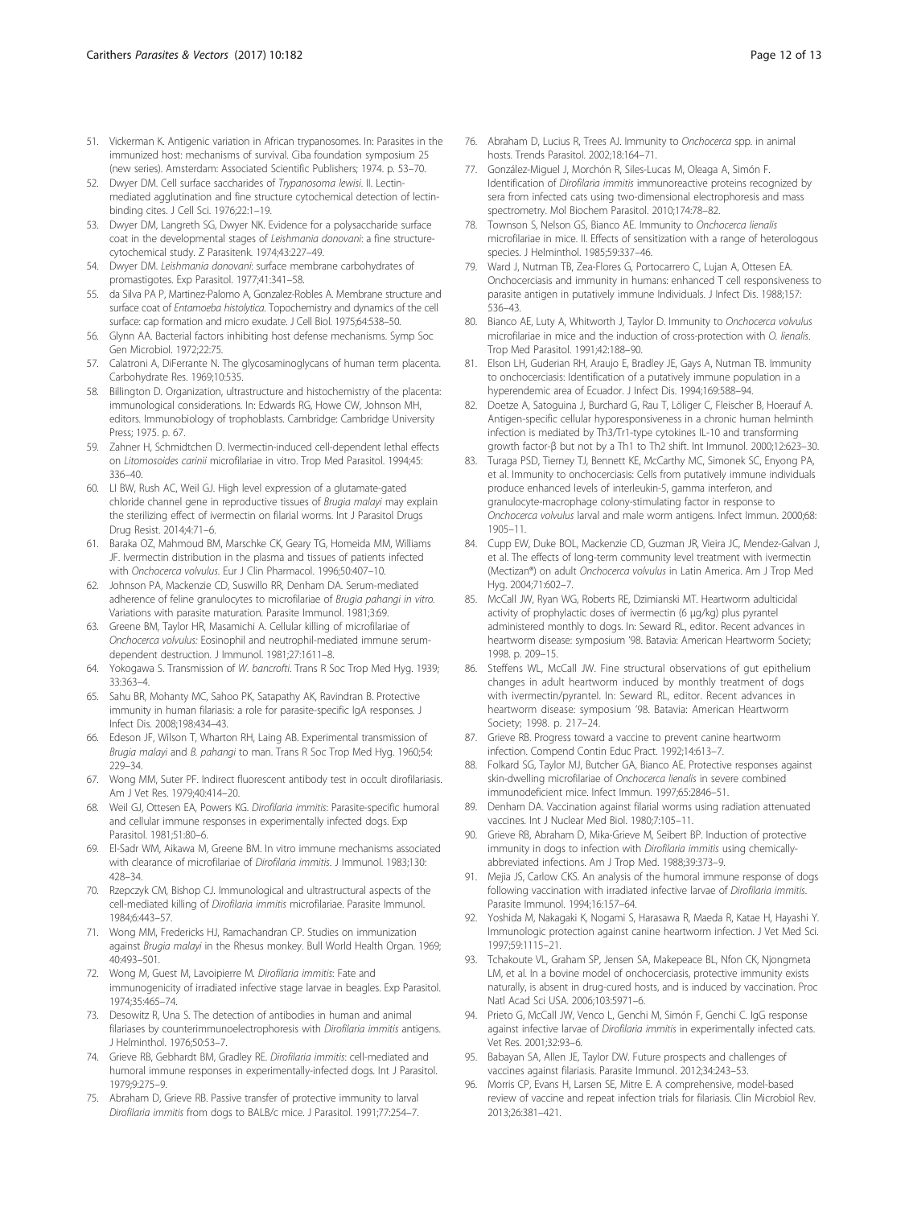51. Vickerman K. Antigenic variation in African trypanosomes. In: Parasites in the immunized host: mechanisms of survival. Ciba foundation symposium 25 (new series). Amsterdam: Associated Scientific Publishers; 1974. p. 53–70.
52. Dwyer DM. Cell surface saccharides of *Trypanosoma lewisi*. II. Lectin-mediated agglutination and fine structure cytochemical detection of lectin-binding cites. J Cell Sci. 1976;22:1–19.
53. Dwyer DM, Langreth SG, Dwyer NK. Evidence for a polysaccharide surface coat in the developmental stages of *Leishmania donovani*: a fine structure-cytochemical study. Z Parasitenk. 1974;43:227–49.
54. Dwyer DM. *Leishmania donovani*: surface membrane carbohydrates of promastigotes. Exp Parasitol. 1977;41:341–58.
55. da Silva PA P, Martinez-Palomo A, Gonzalez-Robles A. Membrane structure and surface coat of *Entamoeba histolytica*. Topochemistry and dynamics of the cell surface: cap formation and micro exudate. J Cell Biol. 1975;64:538–50.
56. Glynn AA. Bacterial factors inhibiting host defense mechanisms. Symp Soc Gen Microbiol. 1972;22:75.
57. Calatroni A, DiFerrante N. The glycosaminoglycans of human term placenta. Carbohydrate Res. 1969;10:535.
58. Billington D. Organization, ultrastructure and histochemistry of the placenta: immunological considerations. In: Edwards RG, Howe CW, Johnson MH, editors. Immunobiology of trophoblasts. Cambridge: Cambridge University Press; 1975. p. 67.
59. Zahner H, Schmidtchen D. Ivermectin-induced cell-dependent lethal effects on *Litomosoides carinii* microfilariae in vitro. Trop Med Parasitol. 1994;45: 336–40.
60. LI BW, Rush AC, Weil GJ. High level expression of a glutamate-gated chloride channel gene in reproductive tissues of *Brugia malayi* may explain the sterilizing effect of ivermectin on filarial worms. Int J Parasitol Drugs Drug Resist. 2014;4:71–6.
61. Baraka OZ, Mahmoud BM, Marschke CK, Geary TG, Homeida MM, Williams JF. Ivermectin distribution in the plasma and tissues of patients infected with *Onchocerca volvulus*. Eur J Clin Pharmacol. 1996;50:407–10.
62. Johnson PA, Mackenzie CD, Suswillo RR, Denham DA. Serum-mediated adherence of feline granulocytes to microfilariae of *Brugia pahangi in vitro*. Variations with parasite maturation. Parasite Immunol. 1981;3:69.
63. Greene BM, Taylor HR, Masamichi A. Cellular killing of microfilariae of *Onchocerca volvulus*: Eosinophil and neutrophil-mediated immune serum-dependent destruction. J Immunol. 1981;27:1611–8.
64. Yokogawa S. Transmission of *W. bancrofti*. Trans R Soc Trop Med Hyg. 1939; 33:363–4.
65. Sahu BR, Mohanty MC, Sahoo PK, Satapathy AK, Ravindran B. Protective immunity in human filariasis: a role for parasite-specific IgA responses. J Infect Dis. 2008;198:434–43.
66. Edeson JF, Wilson T, Wharton RH, Laing AB. Experimental transmission of *Brugia malayi* and *B. pahangi* to man. Trans R Soc Trop Med Hyg. 1960;54: 229–34.
67. Wong MM, Suter PF. Indirect fluorescent antibody test in occult dirofilariasis. Am J Vet Res. 1979;40:414–20.
68. Weil GJ, Ottesen EA, Powers KG. *Dirofilaria immitis*: Parasite-specific humoral and cellular immune responses in experimentally infected dogs. Exp Parasitol. 1981;51:80–6.
69. El-Sadr WM, Aikawa M, Greene BM. In vitro immune mechanisms associated with clearance of microfilariae of *Dirofilaria immitis*. J Immunol. 1983;130: 428–34.
70. Rzepczyk CM, Bishop CJ. Immunological and ultrastructural aspects of the cell-mediated killing of *Dirofilaria immitis* microfilariae. Parasite Immunol. 1984;6:443–57.
71. Wong MM, Fredericks HJ, Ramachandran CP. Studies on immunization against *Brugia malayi* in the Rhesus monkey. Bull World Health Organ. 1969; 40:493–501.
72. Wong M, Guest M, Lavoipierre M. *Dirofilaria immitis*: Fate and immunogenicity of irradiated infective stage larvae in beagles. Exp Parasitol. 1974;35:465–74.
73. Desowitz R, Una S. The detection of antibodies in human and animal filariases by counterimmunoelectrophoresis with *Dirofilaria immitis* antigens. J Helminthol. 1976;50:53–7.
74. Grieve RB, Gebhardt BM, Gradley RE. *Dirofilaria immitis*: cell-mediated and humoral immune responses in experimentally-infected dogs. Int J Parasitol. 1979;9:275–9.
75. Abraham D, Grieve RB. Passive transfer of protective immunity to larval *Dirofilaria immitis* from dogs to BALB/c mice. J Parasitol. 1991;77:254–7.
76. Abraham D, Lucius R, Trees AJ. Immunity to *Onchocerca* spp. in animal hosts. Trends Parasitol. 2002;18:164–71.
77. González-Miguel J, Morchón R, Siles-Lucas M, Oleaga A, Simón F. Identification of *Dirofilaria immitis* immunoreactive proteins recognized by sera from infected cats using two-dimensional electrophoresis and mass spectrometry. Mol Biochem Parasitol. 2010;174:78–82.
78. Townson S, Nelson GS, Bianco AE. Immunity to *Onchocerca lienalis* microfilariae in mice. II. Effects of sensitization with a range of heterologous species. J Helminthol. 1985;59:337–46.
79. Ward J, Nutman TB, Zea-Flores G, Portocarrero C, Lujan A, Ottesen EA. Onchocerciasis and immunity in humans: enhanced T cell responsiveness to parasite antigen in putatively immune Individuals. J Infect Dis. 1988;157: 536–43.
80. Bianco AE, Luty A, Whitworth J, Taylor D. Immunity to *Onchocerca volvulus* microfilariae in mice and the induction of cross-protection with *O. lienalis*. Trop Med Parasitol. 1991;42:188–90.
81. Elson LH, Guderian RH, Araujo E, Bradley JE, Gays A, Nutman TB. Immunity to onchocerciasis: Identification of a putatively immune population in a hyperendemic area of Ecuador. J Infect Dis. 1994;169:588–94.
82. Doetze A, Satoguina J, Burchard G, Rau T, Löliger C, Fleischer B, Hoerauf A. Antigen-specific cellular hyporesponsiveness in a chronic human helminth infection is mediated by Th3/Tr1-type cytokines IL-10 and transforming growth factor-β but not by a Th1 to Th2 shift. Int Immunol. 2000;12:623–30.
83. Turaga PSD, Tierney TJ, Bennett KE, McCarthy MC, Simonek SC, Enyong PA, et al. Immunity to onchocerciasis: Cells from putatively immune individuals produce enhanced levels of interleukin-5, gamma interferon, and granulocyte-macrophage colony-stimulating factor in response to *Onchocerca volvulus* larval and male worm antigens. Infect Immun. 2000;68: 1905–11.
84. Cupp EW, Duke BOL, Mackenzie CD, Guzman JR, Vieira JC, Mendez-Galvan J, et al. The effects of long-term community level treatment with ivermectin (Mectizan®) on adult *Onchocerca volvulus* in Latin America. Am J Trop Med Hyg. 2004;71:602–7.
85. McCall JW, Ryan WG, Roberts RE, Dzimianski MT. Heartworm adulticidal activity of prophylactic doses of ivermectin (6 μg/kg) plus pyrantel administered monthly to dogs. In: Seward RL, editor. Recent advances in heartworm disease: symposium '98. Batavia: American Heartworm Society; 1998. p. 209–15.
86. Steffens WL, McCall JW. Fine structural observations of gut epithelium changes in adult heartworm induced by monthly treatment of dogs with ivermectin/pyrantel. In: Seward RL, editor. Recent advances in heartworm disease: symposium '98. Batavia: American Heartworm Society; 1998. p. 217–24.
87. Grieve RB. Progress toward a vaccine to prevent canine heartworm infection. Compend Contin Educ Pract. 1992;14:613–7.
88. Folkard SG, Taylor MJ, Butcher GA, Bianco AE. Protective responses against skin-dwelling microfilariae of *Onchocerca lienalis* in severe combined immunodeficient mice. Infect Immun. 1997;65:2846–51.
89. Denham DA. Vaccination against filarial worms using radiation attenuated vaccines. Int J Nuclear Med Biol. 1980;7:105–11.
90. Grieve RB, Abraham D, Mika-Grieve M, Seibert BP. Induction of protective immunity in dogs to infection with *Dirofilaria immitis* using chemically-abbreviated infections. Am J Trop Med. 1988;39:373–9.
91. Mejia JS, Carlow CKS. An analysis of the humoral immune response of dogs following vaccination with irradiated infective larvae of *Dirofilaria immitis*. Parasite Immunol. 1994;16:157–64.
92. Yoshida M, Nakagaki K, Nogami S, Harasawa R, Maeda R, Katae H, Hayashi Y. Immunologic protection against canine heartworm infection. J Vet Med Sci. 1997;59:1115–21.
93. Tchakoute VL, Graham SP, Jensen SA, Makepeace BL, Nfon CK, Njongmeta LM, et al. In a bovine model of onchocerciasis, protective immunity exists naturally, is absent in drug-cured hosts, and is induced by vaccination. Proc Natl Acad Sci USA. 2006;103:5971–6.
94. Prieto G, McCall JW, Venco L, Genchi M, Simón F, Genchi C. IgG response against infective larvae of *Dirofilaria immitis* in experimentally infected cats. Vet Res. 2001;32:93–6.
95. Babayan SA, Allen JE, Taylor DW. Future prospects and challenges of vaccines against filariasis. Parasite Immunol. 2012;34:243–53.
96. Morris CP, Evans H, Larsen SE, Mitre E. A comprehensive, model-based review of vaccine and repeat infection trials for filariasis. Clin Microbiol Rev. 2013;26:381–421.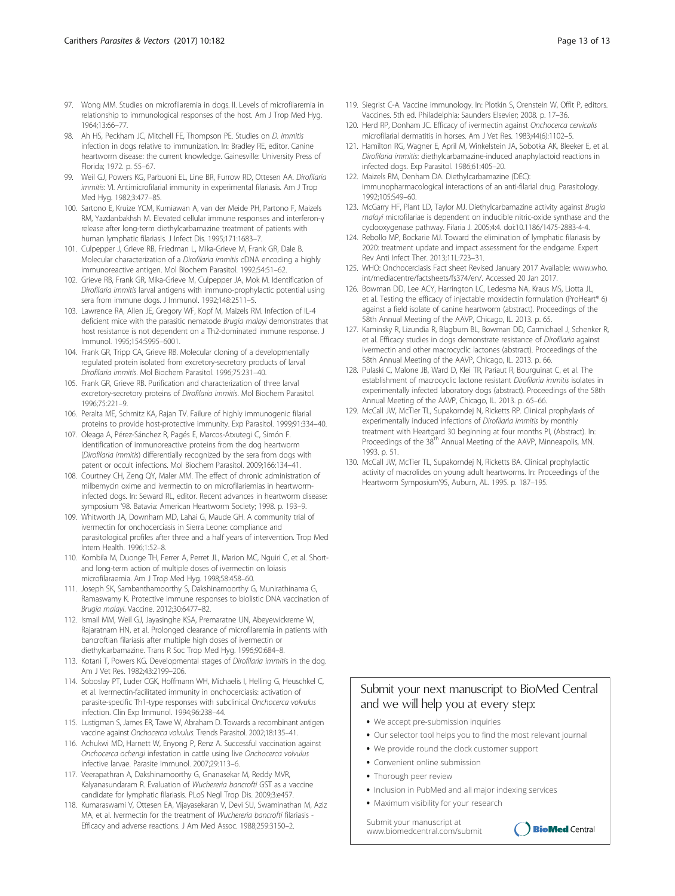97. Wong MM. Studies on microfilaremia in dogs. II. Levels of microfilaremia in relationship to immunological responses of the host. Am J Trop Med Hyg. 1964;13:66–77.
98. Ah HS, Peckham JC, Mitchell FE, Thompson PE. Studies on *D. immitis* infection in dogs relative to immunization. In: Bradley RE, editor. Canine heartworm disease: the current knowledge. Gainesville: University Press of Florida; 1972. p. 55–67.
99. Weil GJ, Powers KG, Parbuoni EL, Line BR, Furrow RD, Ottesen AA. *Dirofilaria immitis*: VI. Antimicrofilarial immunity in experimental filariasis. Am J Trop Med Hyg. 1982;3:477–85.
100. Sartono E, Kruize YCM, Kurniawan A, van der Meide PH, Partono F, Maizels RM, Yazdanbakhsh M. Elevated cellular immune responses and interferon-γ release after long-term diethylcarbamazine treatment of patients with human lymphatic filariasis. J Infect Dis. 1995;171:1683–7.
101. Culpepper J, Grieve RB, Friedman L, Mika-Grieve M, Frank GR, Dale B. Molecular characterization of a *Dirofilaria immitis* cDNA encoding a highly immunoreactive antigen. Mol Biochem Parasitol. 1992;54:51–62.
102. Grieve RB, Frank GR, Mika-Grieve M, Culpepper JA, Mok M. Identification of *Dirofilaria immitis* larval antigens with immuno-prophylactic potential using sera from immune dogs. J Immunol. 1992;148:2511–5.
103. Lawrence RA, Allen JE, Gregory WF, Kopf M, Maizels RM. Infection of IL-4 deficient mice with the parasitic nematode *Brugia malayi* demonstrates that host resistance is not dependent on a Th2-dominated immune response. J Immunol. 1995;154:5995–6001.
104. Frank GR, Tripp CA, Grieve RB. Molecular cloning of a developmentally regulated protein isolated from excretory-secretory products of larval *Dirofilaria immitis*. Mol Biochem Parasitol. 1996;75:231–40.
105. Frank GR, Grieve RB. Purification and characterization of three larval excretory-secretory proteins of *Dirofilaria immitis*. Mol Biochem Parasitol. 1996;75:221–9.
106. Peralta ME, Schmitz KA, Rajan TV. Failure of highly immunogenic filarial proteins to provide host-protective immunity. Exp Parasitol. 1999;91:334–40.
107. Oleaga A, Pérez-Sánchez R, Pagés E, Marcos-Atxutegi C, Simón F. Identification of immunoreactive proteins from the dog heartworm (*Dirofilaria immitis*) differentially recognized by the sera from dogs with patent or occult infections. Mol Biochem Parasitol. 2009;166:134–41.
108. Courtney CH, Zeng QY, Maler MM. The effect of chronic administration of milbemycin oxime and ivermectin to on microfilariemias in heartworm-infected dogs. In: Seward RL, editor. Recent advances in heartworm disease: symposium '98. Batavia: American Heartworm Society; 1998. p. 193–9.
109. Whitworth JA, Downham MD, Lahai G, Maude GH. A community trial of ivermectin for onchocerciasis in Sierra Leone: compliance and parasitological profiles after three and a half years of intervention. Trop Med Intern Health. 1996;1:52–8.
110. Kombila M, Duonge TH, Ferrer A, Perret JL, Marion MC, Nguiri C, et al. Short- and long-term action of multiple doses of ivermectin on loiasis microfilaraemia. Am J Trop Med Hyg. 1998;58:458–60.
111. Joseph SK, Sambanthamoorthy S, Dakshinamoorthy G, Munirathinama G, Ramaswamy K. Protective immune responses to biolistic DNA vaccination of *Brugia malayi*. Vaccine. 2012;30:6477–82.
112. Ismail MM, Weil GJ, Jayasinghe KSA, Premaratne UN, Abeyewickreme W, Rajaratnam HN, et al. Prolonged clearance of microfilaremia in patients with bancroftian filariasis after multiple high doses of ivermectin or diethylcarbamazine. Trans R Soc Trop Med Hyg. 1996;90:684–8.
113. Kotani T, Powers KG. Developmental stages of *Dirofilaria immitis* in the dog. Am J Vet Res. 1982;43:2199–206.
114. Soboslay PT, Luder CGK, Hoffmann WH, Michaelis I, Helling G, Heuschkel C, et al. Ivermectin-facilitated immunity in onchocerciasis: activation of parasite-specific Th1-type responses with subclinical *Onchocerca volvulus* infection. Clin Exp Immunol. 1994;96:238–44.
115. Lustigman S, James ER, Tawe W, Abraham D. Towards a recombinant antigen vaccine against *Onchocerca volvulus*. Trends Parasitol. 2002;18:135–41.
116. Achukwi MD, Harnett W, Enyong P, Renz A. Successful vaccination against *Onchocerca ochengi* infestation in cattle using live *Onchocerca volvulus* infective larvae. Parasite Immunol. 2007;29:113–6.
117. Veerapathran A, Dakshinamoorthy G, Gnanasekar M, Reddy MVR, Kalyanasundaram R. Evaluation of *Wuchereria bancrofti* GST as a vaccine candidate for lymphatic filariasis. PLoS Negl Trop Dis. 2009;3:e457.
118. Kumaraswami V, Ottesen EA, Vijayasekaran V, Devi SU, Swaminathan M, Aziz MA, et al. Ivermectin for the treatment of *Wuchereria bancrofti* filariasis - Efficacy and adverse reactions. J Am Med Assoc. 1988;259:3150–2.
119. Siegrist C-A. Vaccine immunology. In: Plotkin S, Orenstein W, Offit P, editors. Vaccines. 5th ed. Philadelphia: Saunders Elsevier; 2008. p. 17–36.
120. Herd RP, Donham JC. Efficacy of ivermectin against *Onchocerca cervicalis* microfilarial dermatitis in horses. Am J Vet Res. 1983;44(6):1102–5.
121. Hamilton RG, Wagner E, April M, Winkelstein JA, Sobotka AK, Bleeker E, et al. *Dirofilaria immitis*: diethylcarbamazine-induced anaphylactoid reactions in infected dogs. Exp Parasitol. 1986;61:405–20.
122. Maizels RM, Denham DA. Diethylcarbamazine (DEC): immunopharmacological interactions of an anti-filarial drug. Parasitology. 1992;105:S49–60.
123. McGarry HF, Plant LD, Taylor MJ. Diethylcarbamazine activity against *Brugia malayi* microfilariae is dependent on inducible nitric-oxide synthase and the cyclooxygenase pathway. Filaria J. 2005;4:4. doi:10.1186/1475-2883-4-4.
124. Rebollo MP, Bockarie MJ. Toward the elimination of lymphatic filariasis by 2020: treatment update and impact assessment for the endgame. Expert Rev Anti Infect Ther. 2013;11L:723–31.
125. WHO: Onchocerciasis Fact sheet Revised January 2017 Available: www.who.int/mediacentre/factsheets/fs374/en/. Accessed 20 Jan 2017.
126. Bowman DD, Lee ACY, Harrington LC, Ledesma NA, Kraus MS, Liotta JL, et al. Testing the efficacy of injectable moxidectin formulation (ProHeart® 6) against a field isolate of canine heartworm (abstract). Proceedings of the 58th Annual Meeting of the AAVP, Chicago, IL. 2013. p. 65.
127. Kaminsky R, Lizundia R, Blagburn BL, Bowman DD, Carmichael J, Schenker R, et al. Efficacy studies in dogs demonstrate resistance of *Dirofilaria* against ivermectin and other macrocyclic lactones (abstract). Proceedings of the 58th Annual Meeting of the AAVP, Chicago, IL. 2013. p. 66.
128. Pulaski C, Malone JB, Ward D, Klei TR, Pariaut R, Bourguinat C, et al. The establishment of macrocyclic lactone resistant *Dirofilaria immitis* isolates in experimentally infected laboratory dogs (abstract). Proceedings of the 58th Annual Meeting of the AAVP, Chicago, IL. 2013. p. 65–66.
129. McCall JW, McTier TL, Supakorndej N, Ricketts RP. Clinical prophylaxis of experimentally induced infections of *Dirofilaria immitis* by monthly treatment with Heartgard 30 beginning at four months PI, (Abstract). In: Proceedings of the 38th Annual Meeting of the AAVP, Minneapolis, MN. 1993. p. 51.
130. McCall JW, McTier TL, Supakorndej N, Ricketts BA. Clinical prophylactic activity of macrolides on young adult heartworms. In: Proceedings of the Heartworm Symposium'95, Auburn, AL. 1995. p. 187–195.